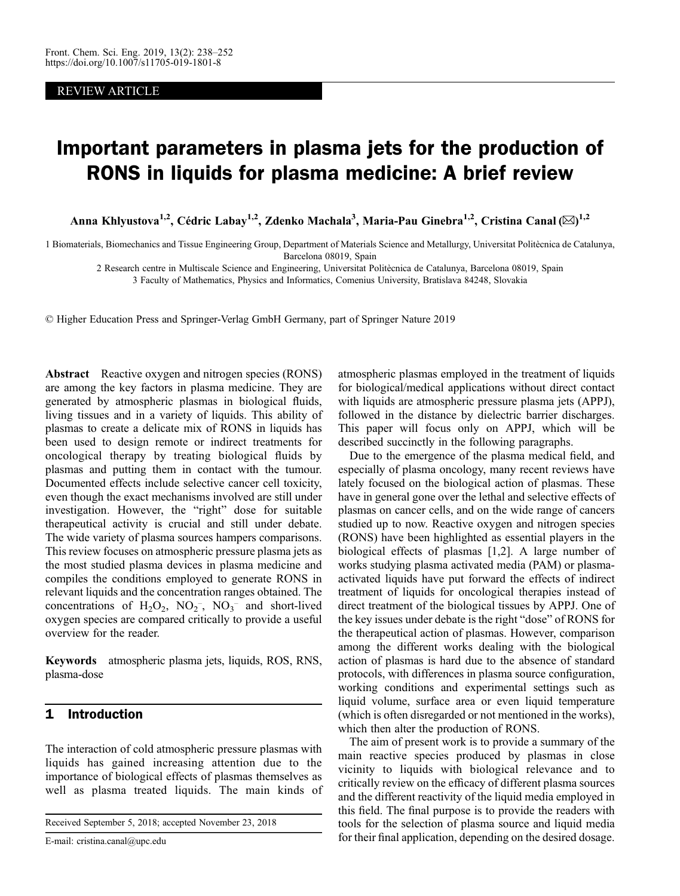REVIEW ARTICLE

# Important parameters in plasma jets for the production of RONS in liquids for plasma medicine: A brief review

**Anna Khlyustova[1,2], Cédric Labay[1,2], Zdenko Machala[3], Maria-Pau Ginebra[1,2], Cristina Canal (✉)[1,2]**

1 Biomaterials, Biomechanics and Tissue Engineering Group, Department of Materials Science and Metallurgy, Universitat Politècnica de Catalunya, Barcelona 08019, Spain

2 Research centre in Multiscale Science and Engineering, Universitat Politècnica de Catalunya, Barcelona 08019, Spain

3 Faculty of Mathematics, Physics and Informatics, Comenius University, Bratislava 84248, Slovakia

© Higher Education Press and Springer-Verlag GmbH Germany, part of Springer Nature 2019

**Abstract** Reactive oxygen and nitrogen species (RONS) are among the key factors in plasma medicine. They are generated by atmospheric plasmas in biological fluids, living tissues and in a variety of liquids. This ability of plasmas to create a delicate mix of RONS in liquids has been used to design remote or indirect treatments for oncological therapy by treating biological fluids by plasmas and putting them in contact with the tumour. Documented effects include selective cancer cell toxicity, even though the exact mechanisms involved are still under investigation. However, the "right" dose for suitable therapeutical activity is crucial and still under debate. The wide variety of plasma sources hampers comparisons. This review focuses on atmospheric pressure plasma jets as the most studied plasma devices in plasma medicine and compiles the conditions employed to generate RONS in relevant liquids and the concentration ranges obtained. The concentrations of $H_2O_2$, $NO_2^-$, $NO_3^-$ and short-lived oxygen species are compared critically to provide a useful overview for the reader.

**Keywords** atmospheric plasma jets, liquids, ROS, RNS, plasma-dose

## 1 Introduction

The interaction of cold atmospheric pressure plasmas with liquids has gained increasing attention due to the importance of biological effects of plasmas themselves as well as plasma treated liquids. The main kinds of atmospheric plasmas employed in the treatment of liquids for biological/medical applications without direct contact with liquids are atmospheric pressure plasma jets (APPJ), followed in the distance by dielectric barrier discharges. This paper will focus only on APPJ, which will be described succinctly in the following paragraphs.

Due to the emergence of the plasma medical field, and especially of plasma oncology, many recent reviews have lately focused on the biological action of plasmas. These have in general gone over the lethal and selective effects of plasmas on cancer cells, and on the wide range of cancers studied up to now. Reactive oxygen and nitrogen species (RONS) have been highlighted as essential players in the biological effects of plasmas [1,2]. A large number of works studying plasma activated media (PAM) or plasma-activated liquids have put forward the effects of indirect treatment of liquids for oncological therapies instead of direct treatment of the biological tissues by APPJ. One of the key issues under debate is the right "dose" of RONS for the therapeutical action of plasmas. However, comparison among the different works dealing with the biological action of plasmas is hard due to the absence of standard protocols, with differences in plasma source configuration, working conditions and experimental settings such as liquid volume, surface area or even liquid temperature (which is often disregarded or not mentioned in the works), which then alter the production of RONS.

The aim of present work is to provide a summary of the main reactive species produced by plasmas in close vicinity to liquids with biological relevance and to critically review on the efficacy of different plasma sources and the different reactivity of the liquid media employed in this field. The final purpose is to provide the readers with tools for the selection of plasma source and liquid media for their final application, depending on the desired dosage.

Received September 5, 2018; accepted November 23, 2018

E-mail: cristina.canal@upc.edu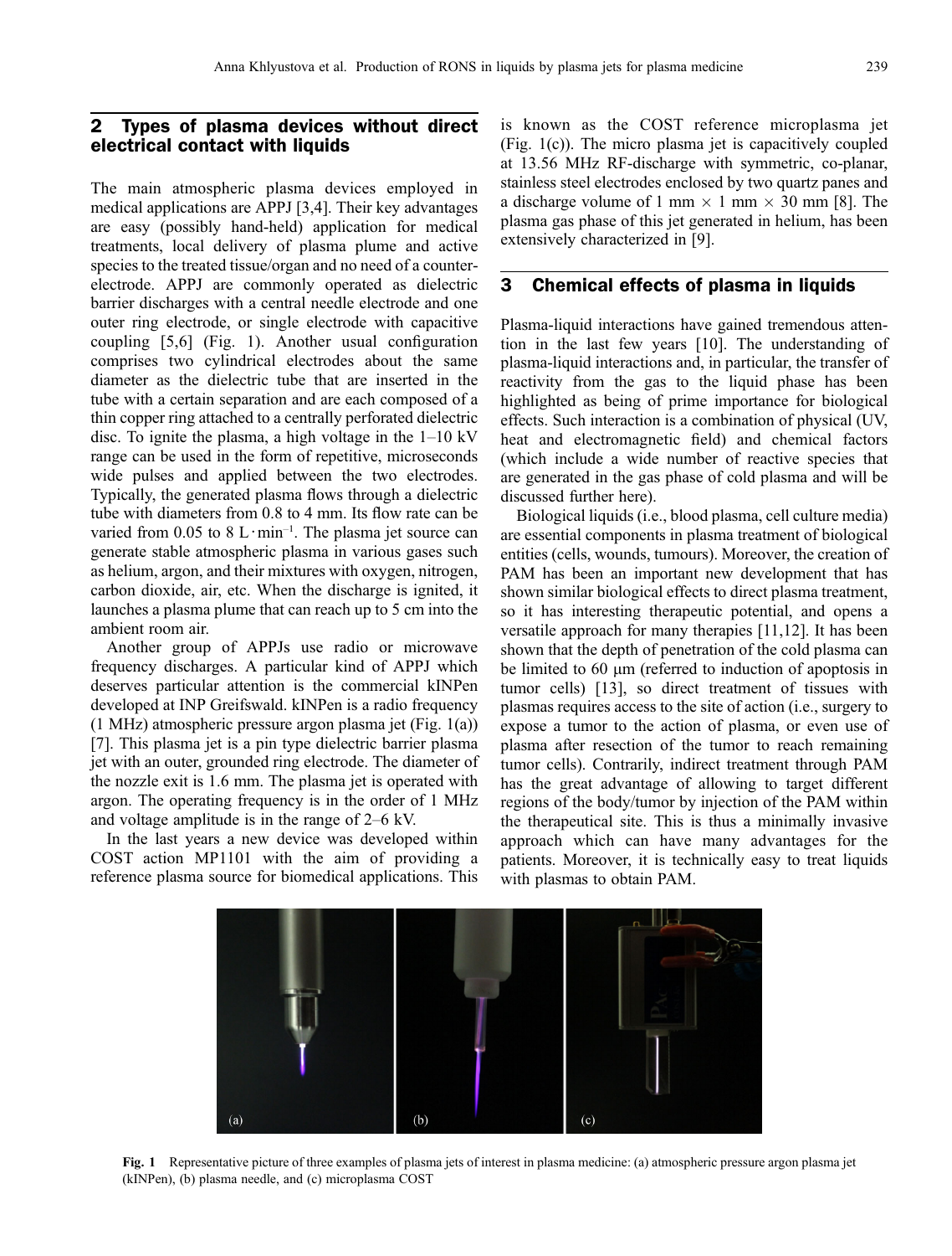## 2 Types of plasma devices without direct electrical contact with liquids

The main atmospheric plasma devices employed in medical applications are APPJ [3,4]. Their key advantages are easy (possibly hand-held) application for medical treatments, local delivery of plasma plume and active species to the treated tissue/organ and no need of a counter-electrode. APPJ are commonly operated as dielectric barrier discharges with a central needle electrode and one outer ring electrode, or single electrode with capacitive coupling [5,6] (Fig. 1). Another usual configuration comprises two cylindrical electrodes about the same diameter as the dielectric tube that are inserted in the tube with a certain separation and are each composed of a thin copper ring attached to a centrally perforated dielectric disc. To ignite the plasma, a high voltage in the 1–10 kV range can be used in the form of repetitive, microseconds wide pulses and applied between the two electrodes. Typically, the generated plasma flows through a dielectric tube with diameters from 0.8 to 4 mm. Its flow rate can be varied from 0.05 to 8 $L \cdot min^{-1}$. The plasma jet source can generate stable atmospheric plasma in various gases such as helium, argon, and their mixtures with oxygen, nitrogen, carbon dioxide, air, etc. When the discharge is ignited, it launches a plasma plume that can reach up to 5 cm into the ambient room air.

Another group of APPJs use radio or microwave frequency discharges. A particular kind of APPJ which deserves particular attention is the commercial kINPen developed at INP Greifswald. kINPen is a radio frequency (1 MHz) atmospheric pressure argon plasma jet (Fig. 1(a)) [7]. This plasma jet is a pin type dielectric barrier plasma jet with an outer, grounded ring electrode. The diameter of the nozzle exit is 1.6 mm. The plasma jet is operated with argon. The operating frequency is in the order of 1 MHz and voltage amplitude is in the range of 2–6 kV.

In the last years a new device was developed within COST action MP1101 with the aim of providing a reference plasma source for biomedical applications. This is known as the COST reference microplasma jet (Fig. 1(c)). The micro plasma jet is capacitively coupled at 13.56 MHz RF-discharge with symmetric, co-planar, stainless steel electrodes enclosed by two quartz panes and a discharge volume of 1 mm $\times$ 1 mm $\times$ 30 mm [8]. The plasma gas phase of this jet generated in helium, has been extensively characterized in [9].

## 3 Chemical effects of plasma in liquids

Plasma-liquid interactions have gained tremendous attention in the last few years [10]. The understanding of plasma-liquid interactions and, in particular, the transfer of reactivity from the gas to the liquid phase has been highlighted as being of prime importance for biological effects. Such interaction is a combination of physical (UV, heat and electromagnetic field) and chemical factors (which include a wide number of reactive species that are generated in the gas phase of cold plasma and will be discussed further here).

Biological liquids (i.e., blood plasma, cell culture media) are essential components in plasma treatment of biological entities (cells, wounds, tumours). Moreover, the creation of PAM has been an important new development that has shown similar biological effects to direct plasma treatment, so it has interesting therapeutic potential, and opens a versatile approach for many therapies [11,12]. It has been shown that the depth of penetration of the cold plasma can be limited to 60 μm (referred to induction of apoptosis in tumor cells) [13], so direct treatment of tissues with plasmas requires access to the site of action (i.e., surgery to expose a tumor to the action of plasma, or even use of plasma after resection of the tumor to reach remaining tumor cells). Contrarily, indirect treatment through PAM has the great advantage of allowing to target different regions of the body/tumor by injection of the PAM within the therapeutical site. This is thus a minimally invasive approach which can have many advantages for the patients. Moreover, it is technically easy to treat liquids with plasmas to obtain PAM.

**Fig. 1** Representative picture of three examples of plasma jets of interest in plasma medicine: (a) atmospheric pressure argon plasma jet (kINPen), (b) plasma needle, and (c) microplasma COST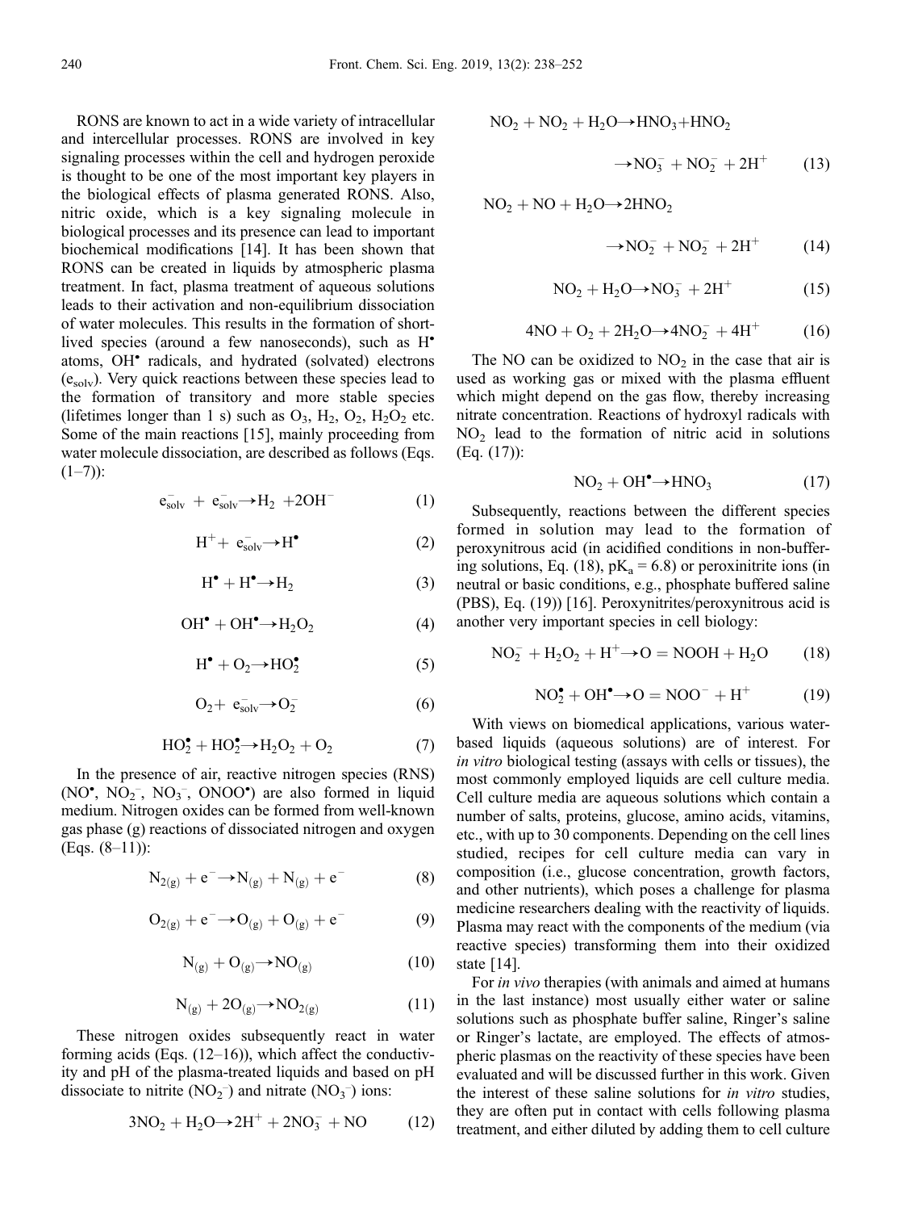RONS are known to act in a wide variety of intracellular and intercellular processes. RONS are involved in key signaling processes within the cell and hydrogen peroxide is thought to be one of the most important key players in the biological effects of plasma generated RONS. Also, nitric oxide, which is a key signaling molecule in biological processes and its presence can lead to important biochemical modifications [14]. It has been shown that RONS can be created in liquids by atmospheric plasma treatment. In fact, plasma treatment of aqueous solutions leads to their activation and non-equilibrium dissociation of water molecules. This results in the formation of short-lived species (around a few nanoseconds), such as $H^{\bullet}$ atoms, $OH^{\bullet}$ radicals, and hydrated (solvated) electrons ($e_{solv}$). Very quick reactions between these species lead to the formation of transitory and more stable species (lifetimes longer than 1 s) such as $O_3$, $H_2$, $O_2$, $H_2O_2$ etc. Some of the main reactions [15], mainly proceeding from water molecule dissociation, are described as follows (Eqs. (1–7)):

$$e^-_{solv} + e^-_{solv} \rightarrow H_2 + 2OH^- \quad (1)$$

$$H^+ + e^-_{solv} \rightarrow H^{\bullet} \quad (2)$$

$$H^{\bullet} + H^{\bullet} \rightarrow H_2 \quad (3)$$

$$OH^{\bullet} + OH^{\bullet} \rightarrow H_2O_2 \quad (4)$$

$$H^{\bullet} + O_2 \rightarrow HO_2^{\bullet} \quad (5)$$

$$O_2 + e^-_{solv} \rightarrow O_2^- \quad (6)$$

$$HO_2^{\bullet} + HO_2^{\bullet} \rightarrow H_2O_2 + O_2 \quad (7)$$

In the presence of air, reactive nitrogen species (RNS) ($NO^{\bullet}$, $NO_2^-$, $NO_3^-$, $ONOO^{\bullet}$) are also formed in liquid medium. Nitrogen oxides can be formed from well-known gas phase (g) reactions of dissociated nitrogen and oxygen (Eqs. (8–11)):

$$N_{2(g)} + e^- \rightarrow N_{(g)} + N_{(g)} + e^- \quad (8)$$

$$O_{2(g)} + e^- \rightarrow O_{(g)} + O_{(g)} + e^- \quad (9)$$

$$N_{(g)} + O_{(g)} \rightarrow NO_{(g)} \quad (10)$$

$$N_{(g)} + 2O_{(g)} \rightarrow NO_{2(g)} \quad (11)$$

These nitrogen oxides subsequently react in water forming acids (Eqs. (12–16)), which affect the conductivity and pH of the plasma-treated liquids and based on pH dissociate to nitrite ($NO_2^-$) and nitrate ($NO_3^-$) ions:

$$3NO_2 + H_2O \rightarrow 2H^+ + 2NO_3^- + NO \quad (12)$$

$$NO_2 + NO_2 + H_2O \rightarrow HNO_3 + HNO_2 \rightarrow NO_3^- + NO_2^- + 2H^+ \quad (13)$$

$$NO_2 + NO + H_2O \rightarrow 2HNO_2 \rightarrow NO_2^- + NO_2^- + 2H^+ \quad (14)$$

$$NO_2 + H_2O \rightarrow NO_3^- + 2H^+ \quad (15)$$

$$4NO + O_2 + 2H_2O \rightarrow 4NO_2^- + 4H^+ \quad (16)$$

The NO can be oxidized to $NO_2$ in the case that air is used as working gas or mixed with the plasma effluent which might depend on the gas flow, thereby increasing nitrate concentration. Reactions of hydroxyl radicals with $NO_2$ lead to the formation of nitric acid in solutions (Eq. (17)):

$$NO_2 + OH^{\bullet} \rightarrow HNO_3 \quad (17)$$

Subsequently, reactions between the different species formed in solution may lead to the formation of peroxynitrous acid (in acidified conditions in non-buffering solutions, Eq. (18), $pK_a = 6.8$) or peroxinitrite ions (in neutral or basic conditions, e.g., phosphate buffered saline (PBS), Eq. (19)) [16]. Peroxynitrites/peroxynitrous acid is another very important species in cell biology:

$$NO_2^- + H_2O_2 + H^+ \rightarrow O = NOOH + H_2O \quad (18)$$

$$NO_2^{\bullet} + OH^{\bullet} \rightarrow O = NOO^- + H^+ \quad (19)$$

With views on biomedical applications, various water-based liquids (aqueous solutions) are of interest. For *in vitro* biological testing (assays with cells or tissues), the most commonly employed liquids are cell culture media. Cell culture media are aqueous solutions which contain a number of salts, proteins, glucose, amino acids, vitamins, etc., with up to 30 components. Depending on the cell lines studied, recipes for cell culture media can vary in composition (i.e., glucose concentration, growth factors, and other nutrients), which poses a challenge for plasma medicine researchers dealing with the reactivity of liquids. Plasma may react with the components of the medium (via reactive species) transforming them into their oxidized state [14].

For *in vivo* therapies (with animals and aimed at humans in the last instance) most usually either water or saline solutions such as phosphate buffer saline, Ringer's saline or Ringer's lactate, are employed. The effects of atmospheric plasmas on the reactivity of these species have been evaluated and will be discussed further in this work. Given the interest of these saline solutions for *in vitro* studies, they are often put in contact with cells following plasma treatment, and either diluted by adding them to cell culture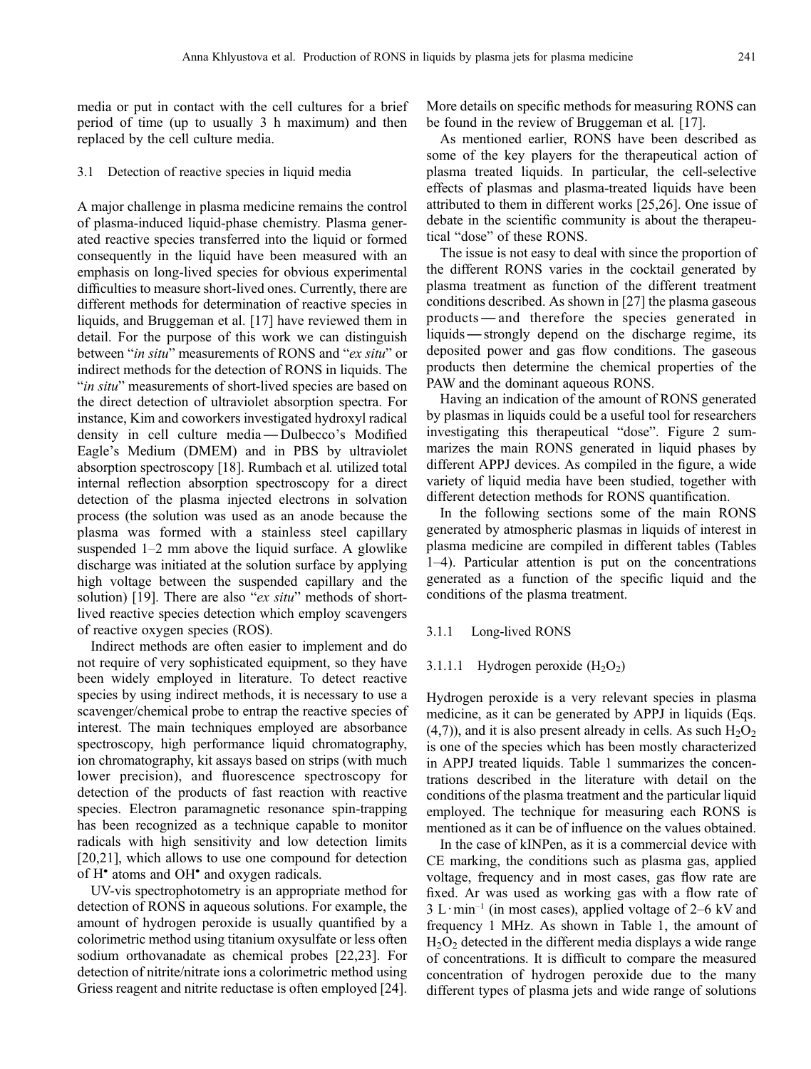media or put in contact with the cell cultures for a brief period of time (up to usually 3 h maximum) and then replaced by the cell culture media.

### 3.1 Detection of reactive species in liquid media

A major challenge in plasma medicine remains the control of plasma-induced liquid-phase chemistry. Plasma generated reactive species transferred into the liquid or formed consequently in the liquid have been measured with an emphasis on long-lived species for obvious experimental difficulties to measure short-lived ones. Currently, there are different methods for determination of reactive species in liquids, and Bruggeman et al. [17] have reviewed them in detail. For the purpose of this work we can distinguish between "*in situ*" measurements of RONS and "*ex situ*" or indirect methods for the detection of RONS in liquids. The "*in situ*" measurements of short-lived species are based on the direct detection of ultraviolet absorption spectra. For instance, Kim and coworkers investigated hydroxyl radical density in cell culture media — Dulbecco's Modified Eagle's Medium (DMEM) and in PBS by ultraviolet absorption spectroscopy [18]. Rumbach et al*.* utilized total internal reflection absorption spectroscopy for a direct detection of the plasma injected electrons in solvation process (the solution was used as an anode because the plasma was formed with a stainless steel capillary suspended 1–2 mm above the liquid surface. A glowlike discharge was initiated at the solution surface by applying high voltage between the suspended capillary and the solution) [19]. There are also "*ex situ*" methods of short-lived reactive species detection which employ scavengers of reactive oxygen species (ROS).

Indirect methods are often easier to implement and do not require of very sophisticated equipment, so they have been widely employed in literature. To detect reactive species by using indirect methods, it is necessary to use a scavenger/chemical probe to entrap the reactive species of interest. The main techniques employed are absorbance spectroscopy, high performance liquid chromatography, ion chromatography, kit assays based on strips (with much lower precision), and fluorescence spectroscopy for detection of the products of fast reaction with reactive species. Electron paramagnetic resonance spin-trapping has been recognized as a technique capable to monitor radicals with high sensitivity and low detection limits [20,21], which allows to use one compound for detection of $H^{\bullet}$ atoms and $OH^{\bullet}$ and oxygen radicals.

UV-vis spectrophotometry is an appropriate method for detection of RONS in aqueous solutions. For example, the amount of hydrogen peroxide is usually quantified by a colorimetric method using titanium oxysulfate or less often sodium orthovanadate as chemical probes [22,23]. For detection of nitrite/nitrate ions a colorimetric method using Griess reagent and nitrite reductase is often employed [24]. More details on specific methods for measuring RONS can be found in the review of Bruggeman et al*.* [17].

As mentioned earlier, RONS have been described as some of the key players for the therapeutical action of plasma treated liquids. In particular, the cell-selective effects of plasmas and plasma-treated liquids have been attributed to them in different works [25,26]. One issue of debate in the scientific community is about the therapeutical "dose" of these RONS.

The issue is not easy to deal with since the proportion of the different RONS varies in the cocktail generated by plasma treatment as function of the different treatment conditions described. As shown in [27] the plasma gaseous products — and therefore the species generated in liquids — strongly depend on the discharge regime, its deposited power and gas flow conditions. The gaseous products then determine the chemical properties of the PAW and the dominant aqueous RONS.

Having an indication of the amount of RONS generated by plasmas in liquids could be a useful tool for researchers investigating this therapeutical "dose". Figure 2 summarizes the main RONS generated in liquid phases by different APPJ devices. As compiled in the figure, a wide variety of liquid media have been studied, together with different detection methods for RONS quantification.

In the following sections some of the main RONS generated by atmospheric plasmas in liquids of interest in plasma medicine are compiled in different tables (Tables 1–4). Particular attention is put on the concentrations generated as a function of the specific liquid and the conditions of the plasma treatment.

#### 3.1.1 Long-lived RONS

##### 3.1.1.1 Hydrogen peroxide ($H_2O_2$)

Hydrogen peroxide is a very relevant species in plasma medicine, as it can be generated by APPJ in liquids (Eqs. (4,7)), and it is also present already in cells. As such $H_2O_2$ is one of the species which has been mostly characterized in APPJ treated liquids. Table 1 summarizes the concentrations described in the literature with detail on the conditions of the plasma treatment and the particular liquid employed. The technique for measuring each RONS is mentioned as it can be of influence on the values obtained.

In the case of kINPen, as it is a commercial device with CE marking, the conditions such as plasma gas, applied voltage, frequency and in most cases, gas flow rate are fixed. Ar was used as working gas with a flow rate of 3 $L \cdot min^{-1}$ (in most cases), applied voltage of 2–6 kV and frequency 1 MHz. As shown in Table 1, the amount of $H_2O_2$ detected in the different media displays a wide range of concentrations. It is difficult to compare the measured concentration of hydrogen peroxide due to the many different types of plasma jets and wide range of solutions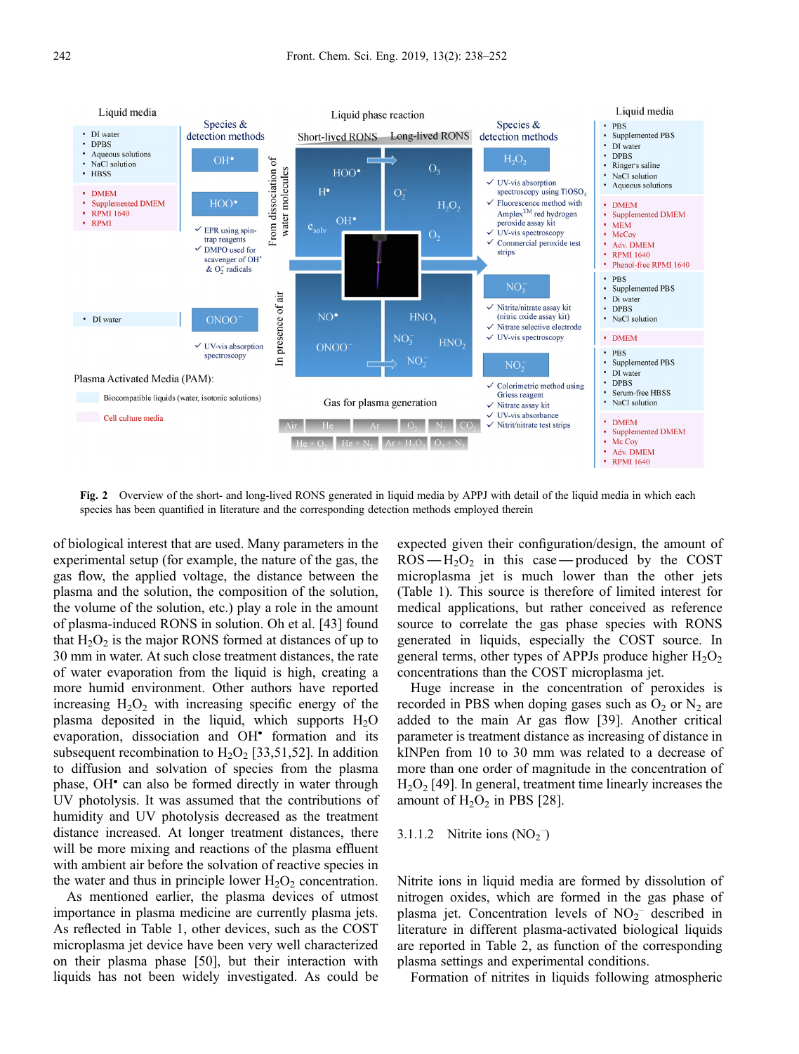Fig. 2 Overview of the short- and long-lived RONS generated in liquid media by APPJ with detail of the liquid media in which each species has been quantified in literature and the corresponding detection methods employed therein

of biological interest that are used. Many parameters in the experimental setup (for example, the nature of the gas, the gas flow, the applied voltage, the distance between the plasma and the solution, the composition of the solution, the volume of the solution, etc.) play a role in the amount of plasma-induced RONS in solution. Oh et al. [43] found that $H_2O_2$ is the major RONS formed at distances of up to 30 mm in water. At such close treatment distances, the rate of water evaporation from the liquid is high, creating a more humid environment. Other authors have reported increasing $H_2O_2$ with increasing specific energy of the plasma deposited in the liquid, which supports $H_2O$ evaporation, dissociation and $OH^•$ formation and its subsequent recombination to $H_2O_2$ [33,51,52]. In addition to diffusion and solvation of species from the plasma phase, $OH^•$ can also be formed directly in water through UV photolysis. It was assumed that the contributions of humidity and UV photolysis decreased as the treatment distance increased. At longer treatment distances, there will be more mixing and reactions of the plasma effluent with ambient air before the solvation of reactive species in the water and thus in principle lower $H_2O_2$ concentration.

As mentioned earlier, the plasma devices of utmost importance in plasma medicine are currently plasma jets. As reflected in Table 1, other devices, such as the COST microplasma jet device have been very well characterized on their plasma phase [50], but their interaction with liquids has not been widely investigated. As could be expected given their configuration/design, the amount of ROS — $H_2O_2$ in this case — produced by the COST microplasma jet is much lower than the other jets (Table 1). This source is therefore of limited interest for medical applications, but rather conceived as reference source to correlate the gas phase species with RONS generated in liquids, especially the COST source. In general terms, other types of APPJs produce higher $H_2O_2$ concentrations than the COST microplasma jet.

Huge increase in the concentration of peroxides is recorded in PBS when doping gases such as $O_2$ or $N_2$ are added to the main Ar gas flow [39]. Another critical parameter is treatment distance as increasing of distance in kINPen from 10 to 30 mm was related to a decrease of more than one order of magnitude in the concentration of $H_2O_2$ [49]. In general, treatment time linearly increases the amount of $H_2O_2$ in PBS [28].

#### 3.1.1.2 Nitrite ions ($NO_2^-$)

Nitrite ions in liquid media are formed by dissolution of nitrogen oxides, which are formed in the gas phase of plasma jet. Concentration levels of $NO_2^-$ described in literature in different plasma-activated biological liquids are reported in Table 2, as function of the corresponding plasma settings and experimental conditions.

Formation of nitrites in liquids following atmospheric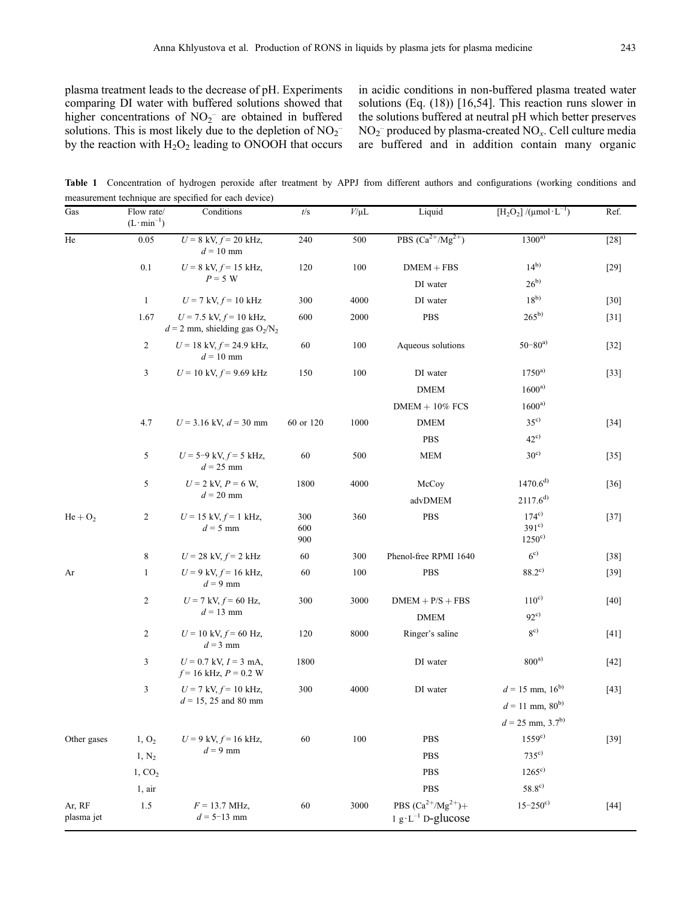plasma treatment leads to the decrease of pH. Experiments comparing DI water with buffered solutions showed that higher concentrations of $NO_2^-$ are obtained in buffered solutions. This is most likely due to the depletion of $NO_2^-$ by the reaction with $H_2O_2$ leading to ONOOH that occurs in acidic conditions in non-buffered plasma treated water solutions (Eq. (18)) [16,54]. This reaction runs slower in the solutions buffered at neutral pH which better preserves $NO_2^-$ produced by plasma-created $NO_x$. Cell culture media are buffered and in addition contain many organic

**Table 1** Concentration of hydrogen peroxide after treatment by APPJ from different authors and configurations (working conditions and measurement technique are specified for each device)

| Gas | Flow rate/ $(L \cdot min^{-1})$ | Conditions | $t$/s | $V$/μL | Liquid | $[H_2O_2]$ /$(\mu mol \cdot L^{-1})$ | Ref. |
|---|---|---|---|---|---|---|---|
| He | 0.05 | $U$ = 8 kV, $f$ = 20 kHz, $d$ = 10 mm | 240 | 500 | PBS ($Ca^{2+}$/$Mg^{2+}$) | 1300[a)] | [28] |
| | 0.1 | $U$ = 8 kV, $f$ = 15 kHz, $P$ = 5 W | 120 | 100 | DMEM + FBS | 14[b)] | [29] |
| | | | | | DI water | 26[b)] | |
| | 1 | $U$ = 7 kV, $f$ = 10 kHz | 300 | 4000 | DI water | 18[b)] | [30] |
| | 1.67 | $U$ = 7.5 kV, $f$ = 10 kHz, $d$ = 2 mm, shielding gas $O_2$/$N_2$ | 600 | 2000 | PBS | 265[b)] | [31] |
| | 2 | $U$ = 18 kV, $f$ = 24.9 kHz, $d$ = 10 mm | 60 | 100 | Aqueous solutions | 50–80[a)] | [32] |
| | 3 | $U$ = 10 kV, $f$ = 9.69 kHz | 150 | 100 | DI water | 1750[a)] | [33] |
| | | | | | DMEM | 1600[a)] | |
| | | | | | DMEM + 10% FCS | 1600[a)] | |
| | 4.7 | $U$ = 3.16 kV, $d$ = 30 mm | 60 or 120 | 1000 | DMEM | 35[c)] | [34] |
| | | | | | PBS | 42[c)] | |
| | 5 | $U$ = 5–9 kV, $f$ = 5 kHz, $d$ = 25 mm | 60 | 500 | MEM | 30[c)] | [35] |
| | 5 | $U$ = 2 kV, $P$ = 6 W, $d$ = 20 mm | 1800 | 4000 | McCoy | 1470.6[d)] | [36] |
| | | | | | advDMEM | 2117.6[d)] | |
| He + $O_2$ | 2 | $U$ = 15 kV, $f$ = 1 kHz, $d$ = 5 mm | 300<br>600<br>900 | 360 | PBS | 174[c)]<br>391[c)]<br>1250[c)] | [37] |
| | 8 | $U$ = 28 kV, $f$ = 2 kHz | 60 | 300 | Phenol-free RPMI 1640 | 6[c)] | [38] |
| Ar | 1 | $U$ = 9 kV, $f$ = 16 kHz, $d$ = 9 mm | 60 | 100 | PBS | 88.2[c)] | [39] |
| | 2 | $U$ = 7 kV, $f$ = 60 Hz, $d$ = 13 mm | 300 | 3000 | DMEM + P/S + FBS | 110[c)] | [40] |
| | | | | | DMEM | 92[c)] | |
| | 2 | $U$ = 10 kV, $f$ = 60 Hz, $d$ = 3 mm | 120 | 8000 | Ringer's saline | 8[c)] | [41] |
| | 3 | $U$ = 0.7 kV, $I$ = 3 mA, $f$ = 16 kHz, $P$ = 0.2 W | 1800 | | DI water | 800[a)] | [42] |
| | 3 | $U$ = 7 kV, $f$ = 10 kHz, $d$ = 15, 25 and 80 mm | 300 | 4000 | DI water | $d$ = 15 mm, 16[b)] | [43] |
| | | | | | | $d$ = 11 mm, 80[b)] | |
| | | | | | | $d$ = 25 mm, 3.7[b)] | |
| Other gases | 1, $O_2$ | $U$ = 9 kV, $f$ = 16 kHz, $d$ = 9 mm | 60 | 100 | PBS | 1559[c)] | [39] |
| | 1, $N_2$ | | | | PBS | 735[c)] | |
| | 1, $CO_2$ | | | | PBS | 1265[c)] | |
| | 1, air | | | | PBS | 58.8[c)] | |
| Ar, RF plasma jet | 1.5 | $F$ = 13.7 MHz, $d$ = 5–13 mm | 60 | 3000 | PBS ($Ca^{2+}$/$Mg^{2+}$)+ 1 $g \cdot L^{-1}$ D-glucose | 15–250[c)] | [44] |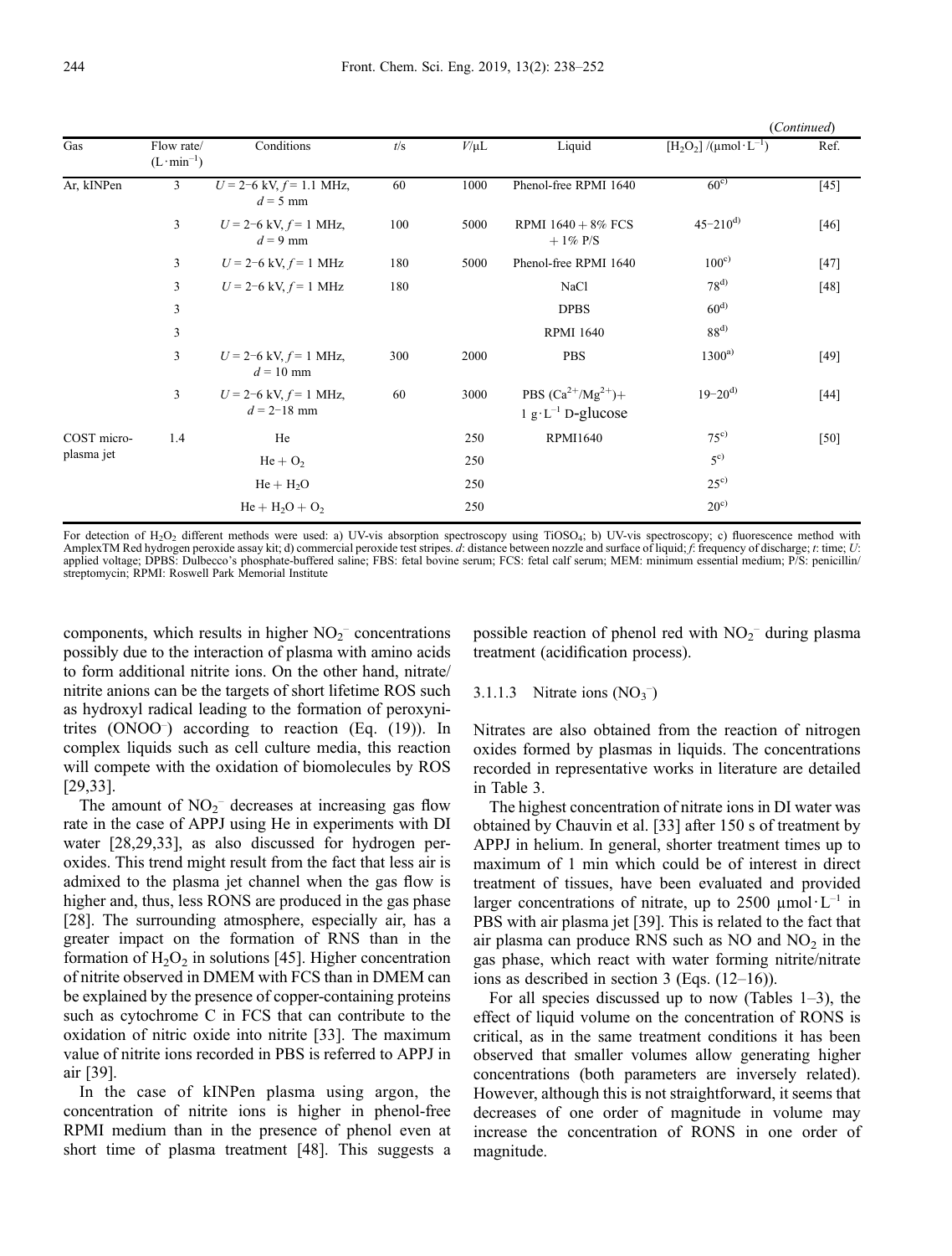(Continued)

| Gas | Flow rate/ $(L \cdot min^{-1})$ | Conditions | $t$/s | $V$/μL | Liquid | $[H_2O_2]$ /$(\mu mol \cdot L^{-1})$ | Ref. |
|---|---|---|---|---|---|---|---|
| Ar, kINPen | 3 | $U$ = 2–6 kV, $f$ = 1.1 MHz, $d$ = 5 mm | 60 | 1000 | Phenol-free RPMI 1640 | 60[c)] | [45] |
| | 3 | $U$ = 2–6 kV, $f$ = 1 MHz, $d$ = 9 mm | 100 | 5000 | RPMI 1640 + 8% FCS + 1% P/S | 45–210[d)] | [46] |
| | 3 | $U$ = 2–6 kV, $f$ = 1 MHz | 180 | 5000 | Phenol-free RPMI 1640 | 100[c)] | [47] |
| | 3 | $U$ = 2–6 kV, $f$ = 1 MHz | 180 | | NaCl | 78[d)] | [48] |
| | 3 | | | | DPBS | 60[d)] | |
| | 3 | | | | RPMI 1640 | 88[d)] | |
| | 3 | $U$ = 2–6 kV, $f$ = 1 MHz, $d$ = 10 mm | 300 | 2000 | PBS | 1300[a)] | [49] |
| | 3 | $U$ = 2–6 kV, $f$ = 1 MHz, $d$ = 2–18 mm | 60 | 3000 | PBS $(Ca^{2+}/Mg^{2+})$+ 1 $g \cdot L^{-1}$ D-glucose | 19–20[d)] | [44] |
| COST micro-plasma jet | 1.4 | He | | 250 | RPMI1640 | 75[c)] | [50] |
| | | He + $O_2$ | | 250 | | 5[c)] | |
| | | He + $H_2O$ | | 250 | | 25[c)] | |
| | | He + $H_2O$ + $O_2$ | | 250 | | 20[c)] | |

For detection of $H_2O_2$ different methods were used: a) UV-vis absorption spectroscopy using $TiOSO_4$; b) UV-vis spectroscopy; c) fluorescence method with AmplexTM Red hydrogen peroxide assay kit; d) commercial peroxide test stripes. $d$: distance between nozzle and surface of liquid; $f$: frequency of discharge; $t$: time; $U$: applied voltage; DPBS: Dulbecco's phosphate-buffered saline; FBS: fetal bovine serum; FCS: fetal calf serum; MEM: minimum essential medium; P/S: penicillin/ streptomycin; RPMI: Roswell Park Memorial Institute

components, which results in higher $NO_2^-$ concentrations possibly due to the interaction of plasma with amino acids to form additional nitrite ions. On the other hand, nitrate/ nitrite anions can be the targets of short lifetime ROS such as hydroxyl radical leading to the formation of peroxynitrites ($ONOO^-$) according to reaction (Eq. (19)). In complex liquids such as cell culture media, this reaction will compete with the oxidation of biomolecules by ROS [29,33].

The amount of $NO_2^-$ decreases at increasing gas flow rate in the case of APPJ using He in experiments with DI water [28,29,33], as also discussed for hydrogen peroxides. This trend might result from the fact that less air is admixed to the plasma jet channel when the gas flow is higher and, thus, less RONS are produced in the gas phase [28]. The surrounding atmosphere, especially air, has a greater impact on the formation of RNS than in the formation of $H_2O_2$ in solutions [45]. Higher concentration of nitrite observed in DMEM with FCS than in DMEM can be explained by the presence of copper-containing proteins such as cytochrome C in FCS that can contribute to the oxidation of nitric oxide into nitrite [33]. The maximum value of nitrite ions recorded in PBS is referred to APPJ in air [39].

In the case of kINPen plasma using argon, the concentration of nitrite ions is higher in phenol-free RPMI medium than in the presence of phenol even at short time of plasma treatment [48]. This suggests a possible reaction of phenol red with $NO_2^-$ during plasma treatment (acidification process).

#### 3.1.1.3 Nitrate ions ($NO_3^-$)

Nitrates are also obtained from the reaction of nitrogen oxides formed by plasmas in liquids. The concentrations recorded in representative works in literature are detailed in Table 3.

The highest concentration of nitrate ions in DI water was obtained by Chauvin et al. [33] after 150 s of treatment by APPJ in helium. In general, shorter treatment times up to maximum of 1 min which could be of interest in direct treatment of tissues, have been evaluated and provided larger concentrations of nitrate, up to 2500 $\mu mol \cdot L^{-1}$ in PBS with air plasma jet [39]. This is related to the fact that air plasma can produce RNS such as NO and $NO_2$ in the gas phase, which react with water forming nitrite/nitrate ions as described in section 3 (Eqs. (12–16)).

For all species discussed up to now (Tables 1–3), the effect of liquid volume on the concentration of RONS is critical, as in the same treatment conditions it has been observed that smaller volumes allow generating higher concentrations (both parameters are inversely related). However, although this is not straightforward, it seems that decreases of one order of magnitude in volume may increase the concentration of RONS in one order of magnitude.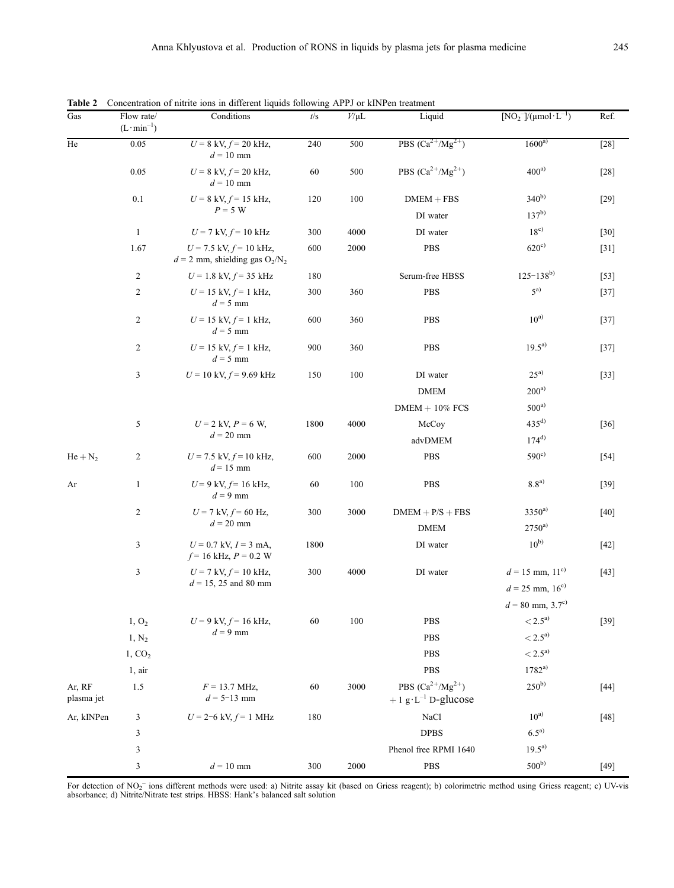**Table 2** Concentration of nitrite ions in different liquids following APPJ or kINPen treatment

| Gas | Flow rate/ $(L \cdot min^{-1})$ | Conditions | $t$/s | $V$/μL | Liquid | $[NO_2^-]$/(μmol·L$^{-1}$) | Ref. |
|---|---|---|---|---|---|---|---|
| He | 0.05 | $U = 8$ kV, $f = 20$ kHz, $d = 10$ mm | 240 | 500 | PBS ($Ca^{2+}/Mg^{2+}$) | 1600[a)] | [28] |
| | 0.05 | $U = 8$ kV, $f = 20$ kHz, $d = 10$ mm | 60 | 500 | PBS ($Ca^{2+}/Mg^{2+}$) | 400[a)] | [28] |
| | 0.1 | $U = 8$ kV, $f = 15$ kHz, $P = 5$ W | 120 | 100 | DMEM + FBS | 340[b)] | [29] |
| | | | | | DI water | 137[b)] | |
| | 1 | $U = 7$ kV, $f = 10$ kHz | 300 | 4000 | DI water | 18[c)] | [30] |
| | 1.67 | $U = 7.5$ kV, $f = 10$ kHz, $d = 2$ mm, shielding gas $O_2/N_2$ | 600 | 2000 | PBS | 620[c)] | [31] |
| | 2 | $U = 1.8$ kV, $f = 35$ kHz | 180 | | Serum-free HBSS | 125−138[b)] | [53] |
| | 2 | $U = 15$ kV, $f = 1$ kHz, $d = 5$ mm | 300 | 360 | PBS | 5[a)] | [37] |
| | 2 | $U = 15$ kV, $f = 1$ kHz, $d = 5$ mm | 600 | 360 | PBS | 10[a)] | [37] |
| | 2 | $U = 15$ kV, $f = 1$ kHz, $d = 5$ mm | 900 | 360 | PBS | 19.5[a)] | [37] |
| | 3 | $U = 10$ kV, $f = 9.69$ kHz | 150 | 100 | DI water | 25[a)] | [33] |
| | | | | | DMEM | 200[a)] | |
| | | | | | DMEM + 10% FCS | 500[a)] | |
| | 5 | $U = 2$ kV, $P = 6$ W, $d = 20$ mm | 1800 | 4000 | McCoy | 435[d)] | [36] |
| | | | | | advDMEM | 174[d)] | |
| He + $N_2$ | 2 | $U = 7.5$ kV, $f = 10$ kHz, $d = 15$ mm | 600 | 2000 | PBS | 590[c)] | [54] |
| Ar | 1 | $U = 9$ kV, $f = 16$ kHz, $d = 9$ mm | 60 | 100 | PBS | 8.8[a)] | [39] |
| | 2 | $U = 7$ kV, $f = 60$ Hz, $d = 20$ mm | 300 | 3000 | DMEM + P/S + FBS | 3350[a)] | [40] |
| | | | | | DMEM | 2750[a)] | |
| | 3 | $U = 0.7$ kV, $I = 3$ mA, $f = 16$ kHz, $P = 0.2$ W | 1800 | | DI water | 10[b)] | [42] |
| | 3 | $U = 7$ kV, $f = 10$ kHz, $d = 15$, 25 and 80 mm | 300 | 4000 | DI water | $d = 15$ mm, 11[c)] | [43] |
| | | | | | | $d = 25$ mm, 16[c)] | |
| | | | | | | $d = 80$ mm, 3.7[c)] | |
| | 1, $O_2$ | $U = 9$ kV, $f = 16$ kHz, $d = 9$ mm | 60 | 100 | PBS | $< 2.5$[a)] | [39] |
| | 1, $N_2$ | | | | PBS | $< 2.5$[a)] | |
| | 1, $CO_2$ | | | | PBS | $< 2.5$[a)] | |
| | 1, air | | | | PBS | 1782[a)] | |
| Ar, RF plasma jet | 1.5 | $F = 13.7$ MHz, $d = 5$−13 mm | 60 | 3000 | PBS ($Ca^{2+}/Mg^{2+}$) + 1 g·L$^{-1}$ D-glucose | 250[b)] | [44] |
| Ar, kINPen | 3 | $U = 2$−6 kV, $f = 1$ MHz | 180 | | NaCl | 10[a)] | [48] |
| | 3 | | | | DPBS | 6.5[a)] | |
| | 3 | | | | Phenol free RPMI 1640 | 19.5[a)] | |
| | 3 | $d = 10$ mm | 300 | 2000 | PBS | 500[b)] | [49] |

For detection of $NO_2^-$ ions different methods were used: a) Nitrite assay kit (based on Griess reagent); b) colorimetric method using Griess reagent; c) UV-vis absorbance; d) Nitrite/Nitrate test strips. HBSS: Hank's balanced salt solution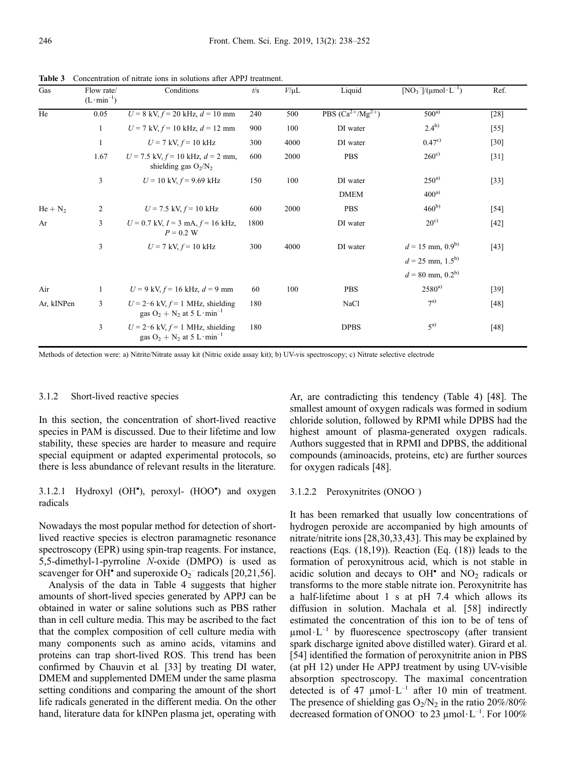**Table 3** Concentration of nitrate ions in solutions after APPJ treatment.

| Gas | Flow rate/ $(L \cdot min^{-1})$ | Conditions | $t$/s | $V$/μL | Liquid | $[NO_3^-]/(\mu mol \cdot L^{-1})$ | Ref. |
|---|---|---|---|---|---|---|---|
| He | 0.05 | $U$ = 8 kV, $f$ = 20 kHz, $d$ = 10 mm | 240 | 500 | PBS ($Ca^{2+}/Mg^{2+}$) | 500[a)] | [28] |
| | 1 | $U$ = 7 kV, $f$ = 10 kHz, $d$ = 12 mm | 900 | 100 | DI water | 2.4[b)] | [55] |
| | 1 | $U$ = 7 kV, $f$ = 10 kHz | 300 | 4000 | DI water | 0.47[c)] | [30] |
| | 1.67 | $U$ = 7.5 kV, $f$ = 10 kHz, $d$ = 2 mm, shielding gas $O_2/N_2$ | 600 | 2000 | PBS | 260[c)] | [31] |
| | 3 | $U$ = 10 kV, $f$ = 9.69 kHz | 150 | 100 | DI water | 250[a)] | [33] |
| | | | | | DMEM | 400[a)] | |
| He + $N_2$ | 2 | $U$ = 7.5 kV, $f$ = 10 kHz | 600 | 2000 | PBS | 460[b)] | [54] |
| Ar | 3 | $U$ = 0.7 kV, $I$ = 3 mA, $f$ = 16 kHz, $P$ = 0.2 W | 1800 | | DI water | 20[c)] | [42] |
| | 3 | $U$ = 7 kV, $f$ = 10 kHz | 300 | 4000 | DI water | $d$ = 15 mm, 0.9[b)] | [43] |
| | | | | | | $d$ = 25 mm, 1.5[b)] | |
| | | | | | | $d$ = 80 mm, 0.2[b)] | |
| Air | 1 | $U$ = 9 kV, $f$ = 16 kHz, $d$ = 9 mm | 60 | 100 | PBS | 2580[a)] | [39] |
| Ar, kINPen | 3 | $U$ = 2–6 kV, $f$ = 1 MHz, shielding gas $O_2 + N_2$ at 5 $L \cdot min^{-1}$ | 180 | | NaCl | 7[a)] | [48] |
| | 3 | $U$ = 2–6 kV, $f$ = 1 MHz, shielding gas $O_2 + N_2$ at 5 $L \cdot min^{-1}$ | 180 | | DPBS | 5[a)] | [48] |

Methods of detection were: a) Nitrite/Nitrate assay kit (Nitric oxide assay kit); b) UV-vis spectroscopy; c) Nitrate selective electrode

#### 3.1.2 Short-lived reactive species

In this section, the concentration of short-lived reactive species in PAM is discussed. Due to their lifetime and low stability, these species are harder to measure and require special equipment or adapted experimental protocols, so there is less abundance of relevant results in the literature.

##### 3.1.2.1 Hydroxyl ($OH^•$), peroxyl- ($HOO^•$) and oxygen radicals

Nowadays the most popular method for detection of short-lived reactive species is electron paramagnetic resonance spectroscopy (EPR) using spin-trap reagents. For instance, 5,5-dimethyl-1-pyrroline *N*-oxide (DMPO) is used as scavenger for $OH^•$ and superoxide $O_2^-$ radicals [20,21,56].

Analysis of the data in Table 4 suggests that higher amounts of short-lived species generated by APPJ can be obtained in water or saline solutions such as PBS rather than in cell culture media. This may be ascribed to the fact that the complex composition of cell culture media with many components such as amino acids, vitamins and proteins can trap short-lived ROS. This trend has been confirmed by Chauvin et al. [33] by treating DI water, DMEM and supplemented DMEM under the same plasma setting conditions and comparing the amount of the short life radicals generated in the different media. On the other hand, literature data for kINPen plasma jet, operating with Ar, are contradicting this tendency (Table 4) [48]. The smallest amount of oxygen radicals was formed in sodium chloride solution, followed by RPMI while DPBS had the highest amount of plasma-generated oxygen radicals. Authors suggested that in RPMI and DPBS, the additional compounds (aminoacids, proteins, etc) are further sources for oxygen radicals [48].

##### 3.1.2.2 Peroxynitrites ($ONOO^-$)

It has been remarked that usually low concentrations of hydrogen peroxide are accompanied by high amounts of nitrate/nitrite ions [28,30,33,43]. This may be explained by reactions (Eqs. (18,19)). Reaction (Eq. (18)) leads to the formation of peroxynitrous acid, which is not stable in acidic solution and decays to $OH^•$ and $NO_2$ radicals or transforms to the more stable nitrate ion. Peroxynitrite has a half-lifetime about 1 s at pH 7.4 which allows its diffusion in solution. Machala et al. [58] indirectly estimated the concentration of this ion to be of tens of $\mu mol \cdot L^{-1}$ by fluorescence spectroscopy (after transient spark discharge ignited above distilled water). Girard et al. [54] identified the formation of peroxynitrite anion in PBS (at pH 12) under He APPJ treatment by using UV-visible absorption spectroscopy. The maximal concentration detected is of 47 $\mu mol \cdot L^{-1}$ after 10 min of treatment. The presence of shielding gas $O_2/N_2$ in the ratio 20%/80% decreased formation of $ONOO^-$ to 23 $\mu mol \cdot L^{-1}$. For 100%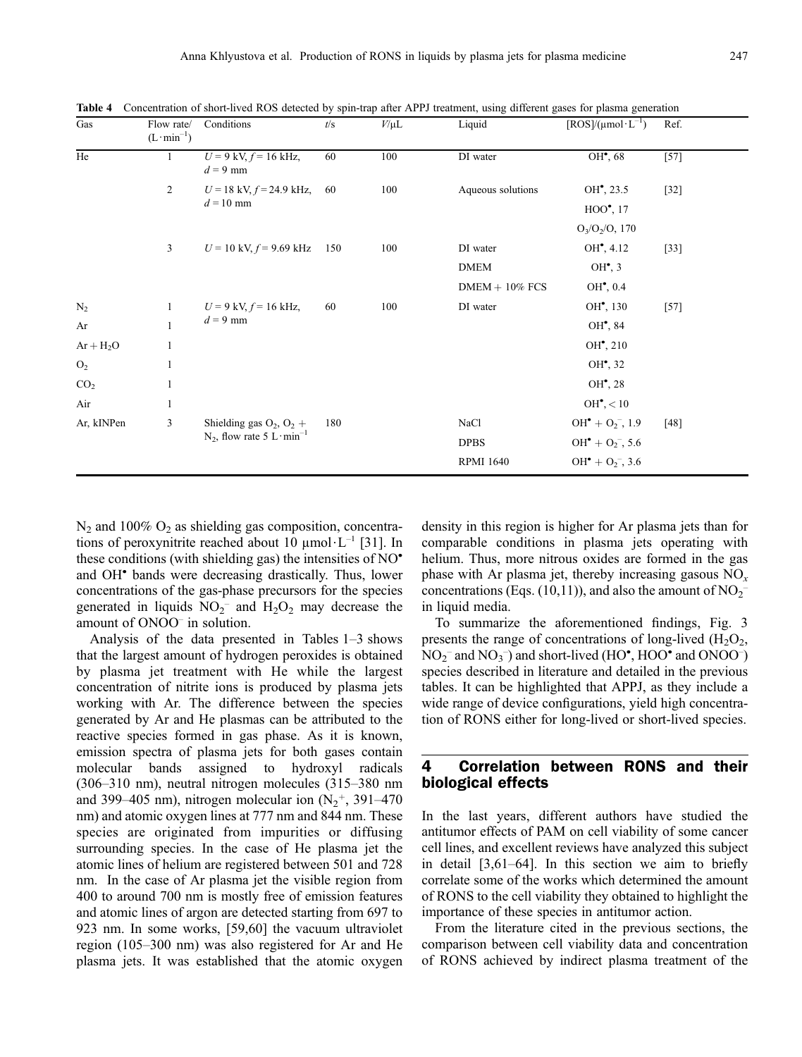**Table 4** Concentration of short-lived ROS detected by spin-trap after APPJ treatment, using different gases for plasma generation

| Gas | Flow rate/ $(L \cdot min^{-1})$ | Conditions | $t$/s | $V$/μL | Liquid | $[ROS]/(\mu mol \cdot L^{-1})$ | Ref. |
|---|---|---|---|---|---|---|---|
| He | 1 | $U = 9$ kV, $f = 16$ kHz, $d = 9$ mm | 60 | 100 | DI water | $OH^{\bullet}$, 68 | [57] |
| | 2 | $U = 18$ kV, $f = 24.9$ kHz, $d = 10$ mm | 60 | 100 | Aqueous solutions | $OH^{\bullet}$, 23.5 | [32] |
| | | | | | | $HOO^{\bullet}$, 17 | |
| | | | | | | $O_3/O_2/O$, 170 | |
| | 3 | $U = 10$ kV, $f = 9.69$ kHz | 150 | 100 | DI water | $OH^{\bullet}$, 4.12 | [33] |
| | | | | | DMEM | $OH^{\bullet}$, 3 | |
| | | | | | DMEM + 10% FCS | $OH^{\bullet}$, 0.4 | |
| $N_2$ | 1 | $U = 9$ kV, $f = 16$ kHz, $d = 9$ mm | 60 | 100 | DI water | $OH^{\bullet}$, 130 | [57] |
| Ar | 1 | | | | | $OH^{\bullet}$, 84 | |
| Ar + $H_2O$ | 1 | | | | | $OH^{\bullet}$, 210 | |
| $O_2$ | 1 | | | | | $OH^{\bullet}$, 32 | |
| $CO_2$ | 1 | | | | | $OH^{\bullet}$, 28 | |
| Air | 1 | | | | | $OH^{\bullet}$, < 10 | |
| Ar, kINPen | 3 | Shielding gas $O_2$, $O_2$ + $N_2$, flow rate 5 $L \cdot min^{-1}$ | 180 | | NaCl | $OH^{\bullet} + O_2^{-}$, 1.9 | [48] |
| | | | | | DPBS | $OH^{\bullet} + O_2^{-}$, 5.6 | |
| | | | | | RPMI 1640 | $OH^{\bullet} + O_2^{-}$, 3.6 | |

$N_2$ and 100% $O_2$ as shielding gas composition, concentrations of peroxynitrite reached about 10 $\mu mol \cdot L^{-1}$ [31]. In these conditions (with shielding gas) the intensities of $NO^{\bullet}$ and $OH^{\bullet}$ bands were decreasing drastically. Thus, lower concentrations of the gas-phase precursors for the species generated in liquids $NO_2^-$ and $H_2O_2$ may decrease the amount of $ONOO^-$ in solution.

Analysis of the data presented in Tables 1–3 shows that the largest amount of hydrogen peroxides is obtained by plasma jet treatment with He while the largest concentration of nitrite ions is produced by plasma jets working with Ar. The difference between the species generated by Ar and He plasmas can be attributed to the reactive species formed in gas phase. As it is known, emission spectra of plasma jets for both gases contain molecular bands assigned to hydroxyl radicals (306–310 nm), neutral nitrogen molecules (315–380 nm and 399–405 nm), nitrogen molecular ion ($N_2^+$, 391–470 nm) and atomic oxygen lines at 777 nm and 844 nm. These species are originated from impurities or diffusing surrounding species. In the case of He plasma jet the atomic lines of helium are registered between 501 and 728 nm. In the case of Ar plasma jet the visible region from 400 to around 700 nm is mostly free of emission features and atomic lines of argon are detected starting from 697 to 923 nm. In some works, [59,60] the vacuum ultraviolet region (105–300 nm) was also registered for Ar and He plasma jets. It was established that the atomic oxygen density in this region is higher for Ar plasma jets than for comparable conditions in plasma jets operating with helium. Thus, more nitrous oxides are formed in the gas phase with Ar plasma jet, thereby increasing gasous $NO_x$ concentrations (Eqs. (10,11)), and also the amount of $NO_2^-$ in liquid media.

To summarize the aforementioned findings, Fig. 3 presents the range of concentrations of long-lived ($H_2O_2$, $NO_2^-$ and $NO_3^-$) and short-lived ($HO^{\bullet}$, $HOO^{\bullet}$ and $ONOO^-$) species described in literature and detailed in the previous tables. It can be highlighted that APPJ, as they include a wide range of device configurations, yield high concentration of RONS either for long-lived or short-lived species.

## 4 Correlation between RONS and their biological effects

In the last years, different authors have studied the antitumor effects of PAM on cell viability of some cancer cell lines, and excellent reviews have analyzed this subject in detail [3,61–64]. In this section we aim to briefly correlate some of the works which determined the amount of RONS to the cell viability they obtained to highlight the importance of these species in antitumor action.

From the literature cited in the previous sections, the comparison between cell viability data and concentration of RONS achieved by indirect plasma treatment of the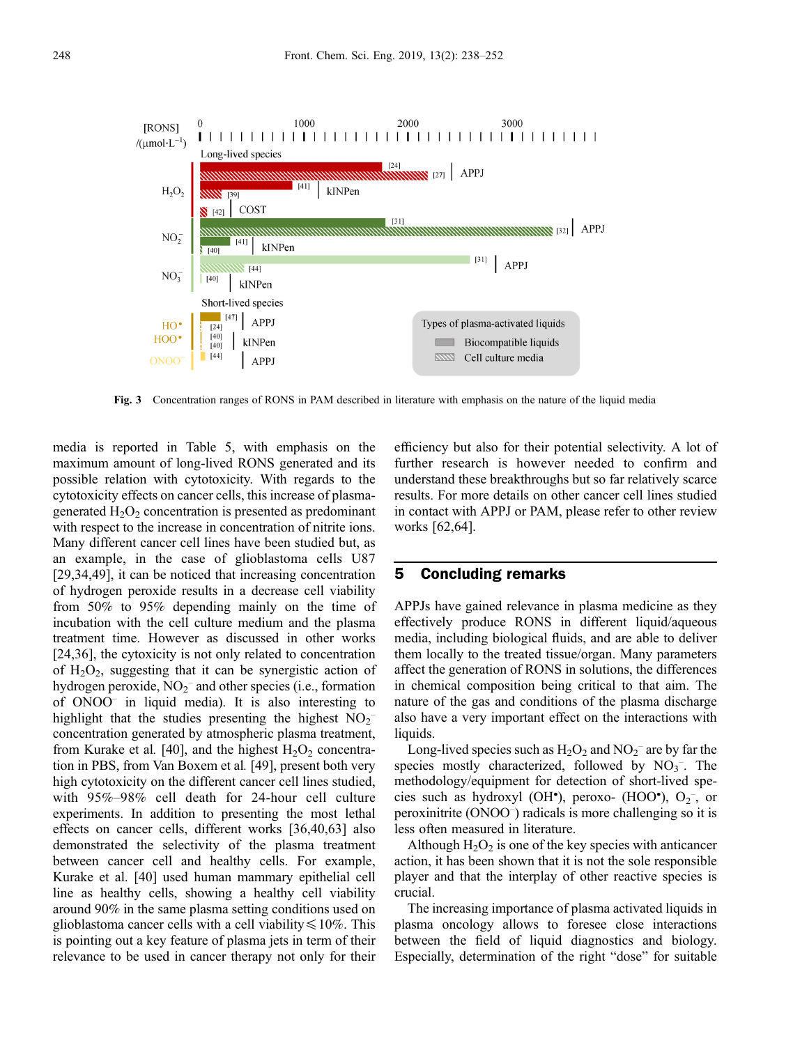**Fig. 3** Concentration ranges of RONS in PAM described in literature with emphasis on the nature of the liquid media

media is reported in Table 5, with emphasis on the maximum amount of long-lived RONS generated and its possible relation with cytotoxicity. With regards to the cytotoxicity effects on cancer cells, this increase of plasma-generated $H_2O_2$ concentration is presented as predominant with respect to the increase in concentration of nitrite ions. Many different cancer cell lines have been studied but, as an example, in the case of glioblastoma cells U87 [29,34,49], it can be noticed that increasing concentration of hydrogen peroxide results in a decrease cell viability from 50% to 95% depending mainly on the time of incubation with the cell culture medium and the plasma treatment time. However as discussed in other works [24,36], the cytoxicity is not only related to concentration of $H_2O_2$, suggesting that it can be synergistic action of hydrogen peroxide, $NO_2^-$ and other species (i.e., formation of $ONOO^-$ in liquid media). It is also interesting to highlight that the studies presenting the highest $NO_2^-$ concentration generated by atmospheric plasma treatment, from Kurake et al. [40], and the highest $H_2O_2$ concentration in PBS, from Van Boxem et al. [49], present both very high cytotoxicity on the different cancer cell lines studied, with 95%–98% cell death for 24-hour cell culture experiments. In addition to presenting the most lethal effects on cancer cells, different works [36,40,63] also demonstrated the selectivity of the plasma treatment between cancer cell and healthy cells. For example, Kurake et al. [40] used human mammary epithelial cell line as healthy cells, showing a healthy cell viability around 90% in the same plasma setting conditions used on glioblastoma cancer cells with a cell viability ⩽ 10%. This is pointing out a key feature of plasma jets in term of their relevance to be used in cancer therapy not only for their efficiency but also for their potential selectivity. A lot of further research is however needed to confirm and understand these breakthroughs but so far relatively scarce results. For more details on other cancer cell lines studied in contact with APPJ or PAM, please refer to other review works [62,64].

## 5 Concluding remarks

APPJs have gained relevance in plasma medicine as they effectively produce RONS in different liquid/aqueous media, including biological fluids, and are able to deliver them locally to the treated tissue/organ. Many parameters affect the generation of RONS in solutions, the differences in chemical composition being critical to that aim. The nature of the gas and conditions of the plasma discharge also have a very important effect on the interactions with liquids.

Long-lived species such as $H_2O_2$ and $NO_2^-$ are by far the species mostly characterized, followed by $NO_3^-$. The methodology/equipment for detection of short-lived species such as hydroxyl ($OH^•$), peroxo- ($HOO^•$), $O_2^-$, or peroxinitrite ($ONOO^-$) radicals is more challenging so it is less often measured in literature.

Although $H_2O_2$ is one of the key species with anticancer action, it has been shown that it is not the sole responsible player and that the interplay of other reactive species is crucial.

The increasing importance of plasma activated liquids in plasma oncology allows to foresee close interactions between the field of liquid diagnostics and biology. Especially, determination of the right "dose" for suitable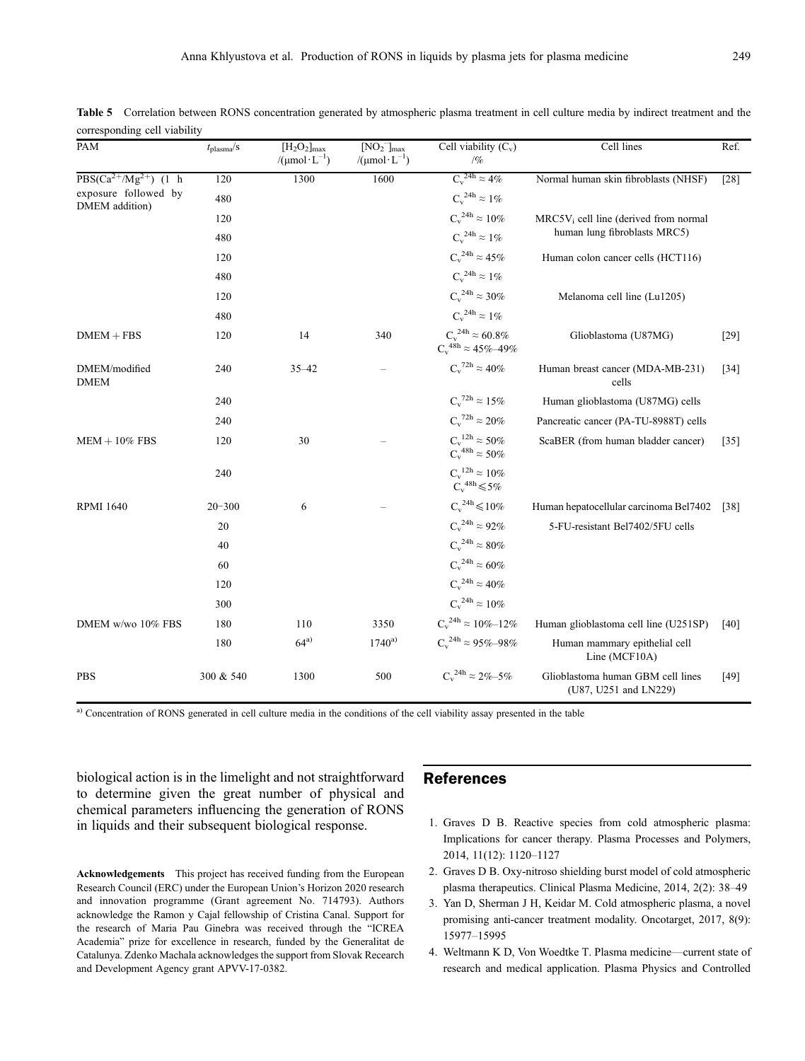**Table 5** Correlation between RONS concentration generated by atmospheric plasma treatment in cell culture media by indirect treatment and the corresponding cell viability

| PAM | $t_{plasma}$/s | $[H_2O_2]_{max}$ /(μmol·L$^{-1}$) | $[NO_2^-]_{max}$ /(μmol·L$^{-1}$) | Cell viability ($C_v$) /% | Cell lines | Ref. |
|---|---|---|---|---|---|---|
| PBS($Ca^{2+}/Mg^{2+}$) (1 h exposure followed by DMEM addition) | 120 | 1300 | 1600 | $C_v^{24h} \approx 4\%$ | Normal human skin fibroblasts (NHSF) | [28] |
| | 480 | | | $C_v^{24h} \approx 1\%$ | | |
| | 120 | | | $C_v^{24h} \approx 10\%$ | $MRC5V_i$ cell line (derived from normal human lung fibroblasts MRC5) | |
| | 480 | | | $C_v^{24h} \approx 1\%$ | | |
| | 120 | | | $C_v^{24h} \approx 45\%$ | Human colon cancer cells (HCT116) | |
| | 480 | | | $C_v^{24h} \approx 1\%$ | | |
| | 120 | | | $C_v^{24h} \approx 30\%$ | Melanoma cell line (Lu1205) | |
| | 480 | | | $C_v^{24h} \approx 1\%$ | | |
| DMEM + FBS | 120 | 14 | 340 | $C_v^{24h} \approx 60.8\%$ $C_v^{48h} \approx 45\%$–$49\%$ | Glioblastoma (U87MG) | [29] |
| DMEM/modified DMEM | 240 | 35–42 | – | $C_v^{72h} \approx 40\%$ | Human breast cancer (MDA-MB-231) cells | [34] |
| | 240 | | | $C_v^{72h} \approx 15\%$ | Human glioblastoma (U87MG) cells | |
| | 240 | | | $C_v^{72h} \approx 20\%$ | Pancreatic cancer (PA-TU-8988T) cells | |
| MEM + 10% FBS | 120 | 30 | – | $C_v^{12h} \approx 50\%$ $C_v^{48h} \approx 50\%$ | ScaBER (from human bladder cancer) | [35] |
| | 240 | | | $C_v^{12h} \approx 10\%$ $C_v^{48h} \leqslant 5\%$ | | |
| RPMI 1640 | 20–300 | 6 | – | $C_v^{24h} \leqslant 10\%$ | Human hepatocellular carcinoma Bel7402 | [38] |
| | 20 | | | $C_v^{24h} \approx 92\%$ | 5-FU-resistant Bel7402/5FU cells | |
| | 40 | | | $C_v^{24h} \approx 80\%$ | | |
| | 60 | | | $C_v^{24h} \approx 60\%$ | | |
| | 120 | | | $C_v^{24h} \approx 40\%$ | | |
| | 300 | | | $C_v^{24h} \approx 10\%$ | | |
| DMEM w/wo 10% FBS | 180 | 110 | 3350 | $C_v^{24h} \approx 10\%$–$12\%$ | Human glioblastoma cell line (U251SP) | [40] |
| | 180 | 64[a)] | 1740[a)] | $C_v^{24h} \approx 95\%$–$98\%$ | Human mammary epithelial cell Line (MCF10A) | |
| PBS | 300 & 540 | 1300 | 500 | $C_v^{24h} \approx 2\%$–$5\%$ | Glioblastoma human GBM cell lines (U87, U251 and LN229) | [49] |

a) Concentration of RONS generated in cell culture media in the conditions of the cell viability assay presented in the table

biological action is in the limelight and not straightforward to determine given the great number of physical and chemical parameters influencing the generation of RONS in liquids and their subsequent biological response.

**Acknowledgements** This project has received funding from the European Research Council (ERC) under the European Union's Horizon 2020 research and innovation programme (Grant agreement No. 714793). Authors acknowledge the Ramon y Cajal fellowship of Cristina Canal. Support for the research of Maria Pau Ginebra was received through the "ICREA Academia" prize for excellence in research, funded by the Generalitat de Catalunya. Zdenko Machala acknowledges the support from Slovak Research and Development Agency grant APVV-17-0382.

## References

1. Graves D B. Reactive species from cold atmospheric plasma: Implications for cancer therapy. Plasma Processes and Polymers, 2014, 11(12): 1120–1127
2. Graves D B. Oxy-nitroso shielding burst model of cold atmospheric plasma therapeutics. Clinical Plasma Medicine, 2014, 2(2): 38–49
3. Yan D, Sherman J H, Keidar M. Cold atmospheric plasma, a novel promising anti-cancer treatment modality. Oncotarget, 2017, 8(9): 15977–15995
4. Weltmann K D, Von Woedtke T. Plasma medicine—current state of research and medical application. Plasma Physics and Controlled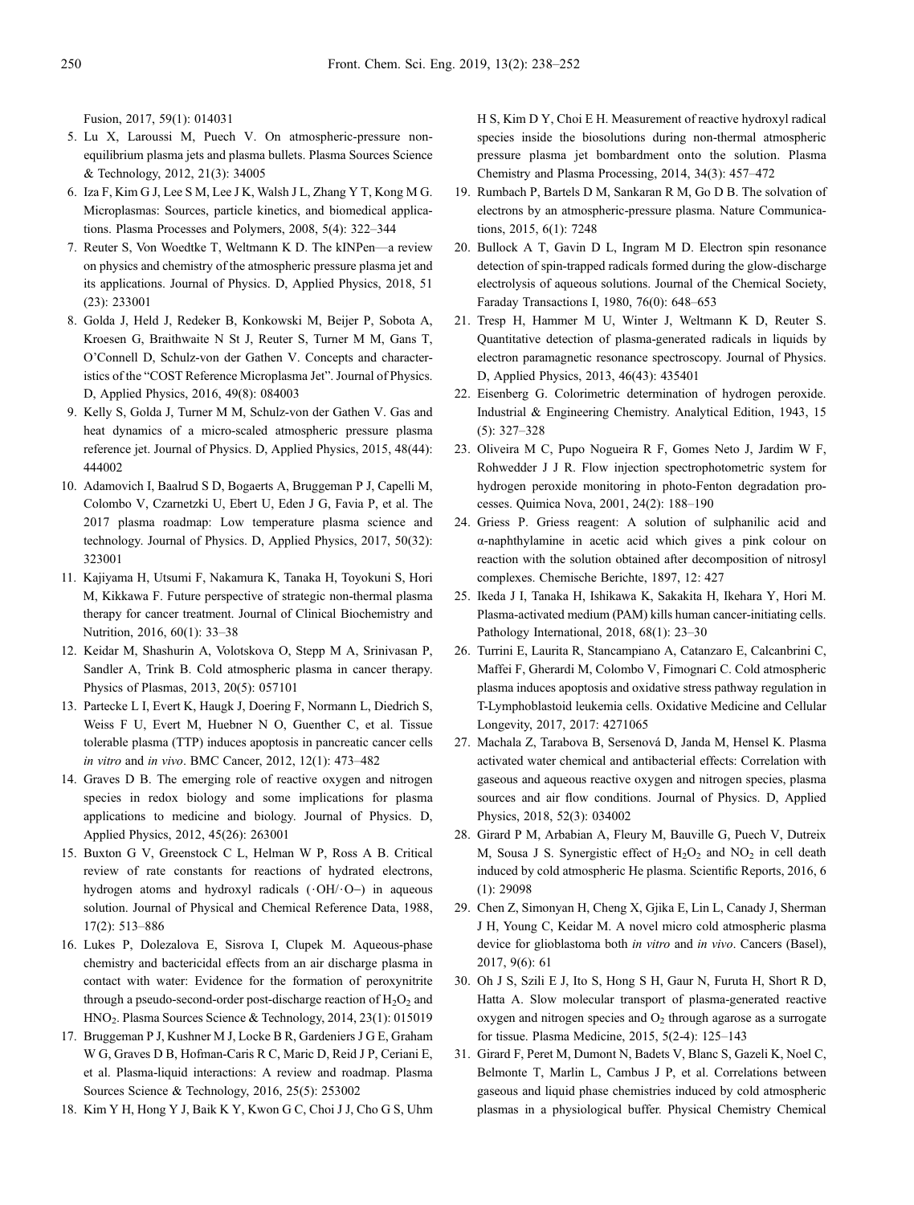Fusion, 2017, 59(1): 014031

5. Lu X, Laroussi M, Puech V. On atmospheric-pressure non-equilibrium plasma jets and plasma bullets. Plasma Sources Science & Technology, 2012, 21(3): 34005
6. Iza F, Kim G J, Lee S M, Lee J K, Walsh J L, Zhang Y T, Kong M G. Microplasmas: Sources, particle kinetics, and biomedical applications. Plasma Processes and Polymers, 2008, 5(4): 322–344
7. Reuter S, Von Woedtke T, Weltmann K D. The kINPen—a review on physics and chemistry of the atmospheric pressure plasma jet and its applications. Journal of Physics. D, Applied Physics, 2018, 51 (23): 233001
8. Golda J, Held J, Redeker B, Konkowski M, Beijer P, Sobota A, Kroesen G, Braithwaite N St J, Reuter S, Turner M M, Gans T, O'Connell D, Schulz-von der Gathen V. Concepts and characteristics of the "COST Reference Microplasma Jet". Journal of Physics. D, Applied Physics, 2016, 49(8): 084003
9. Kelly S, Golda J, Turner M M, Schulz-von der Gathen V. Gas and heat dynamics of a micro-scaled atmospheric pressure plasma reference jet. Journal of Physics. D, Applied Physics, 2015, 48(44): 444002
10. Adamovich I, Baalrud S D, Bogaerts A, Bruggeman P J, Capelli M, Colombo V, Czarnetzki U, Ebert U, Eden J G, Favia P, et al. The 2017 plasma roadmap: Low temperature plasma science and technology. Journal of Physics. D, Applied Physics, 2017, 50(32): 323001
11. Kajiyama H, Utsumi F, Nakamura K, Tanaka H, Toyokuni S, Hori M, Kikkawa F. Future perspective of strategic non-thermal plasma therapy for cancer treatment. Journal of Clinical Biochemistry and Nutrition, 2016, 60(1): 33–38
12. Keidar M, Shashurin A, Volotskova O, Stepp M A, Srinivasan P, Sandler A, Trink B. Cold atmospheric plasma in cancer therapy. Physics of Plasmas, 2013, 20(5): 057101
13. Partecke L I, Evert K, Haugk J, Doering F, Normann L, Diedrich S, Weiss F U, Evert M, Huebner N O, Guenther C, et al. Tissue tolerable plasma (TTP) induces apoptosis in pancreatic cancer cells *in vitro* and *in vivo*. BMC Cancer, 2012, 12(1): 473–482
14. Graves D B. The emerging role of reactive oxygen and nitrogen species in redox biology and some implications for plasma applications to medicine and biology. Journal of Physics. D, Applied Physics, 2012, 45(26): 263001
15. Buxton G V, Greenstock C L, Helman W P, Ross A B. Critical review of rate constants for reactions of hydrated electrons, hydrogen atoms and hydroxyl radicals (·OH/·O−) in aqueous solution. Journal of Physical and Chemical Reference Data, 1988, 17(2): 513–886
16. Lukes P, Dolezalova E, Sisrova I, Clupek M. Aqueous-phase chemistry and bactericidal effects from an air discharge plasma in contact with water: Evidence for the formation of peroxynitrite through a pseudo-second-order post-discharge reaction of $H_2O_2$ and $HNO_2$. Plasma Sources Science & Technology, 2014, 23(1): 015019
17. Bruggeman P J, Kushner M J, Locke B R, Gardeniers J G E, Graham W G, Graves D B, Hofman-Caris R C, Maric D, Reid J P, Ceriani E, et al. Plasma-liquid interactions: A review and roadmap. Plasma Sources Science & Technology, 2016, 25(5): 253002
18. Kim Y H, Hong Y J, Baik K Y, Kwon G C, Choi J J, Cho G S, Uhm H S, Kim D Y, Choi E H. Measurement of reactive hydroxyl radical species inside the biosolutions during non-thermal atmospheric pressure plasma jet bombardment onto the solution. Plasma Chemistry and Plasma Processing, 2014, 34(3): 457–472
19. Rumbach P, Bartels D M, Sankaran R M, Go D B. The solvation of electrons by an atmospheric-pressure plasma. Nature Communications, 2015, 6(1): 7248
20. Bullock A T, Gavin D L, Ingram M D. Electron spin resonance detection of spin-trapped radicals formed during the glow-discharge electrolysis of aqueous solutions. Journal of the Chemical Society, Faraday Transactions I, 1980, 76(0): 648–653
21. Tresp H, Hammer M U, Winter J, Weltmann K D, Reuter S. Quantitative detection of plasma-generated radicals in liquids by electron paramagnetic resonance spectroscopy. Journal of Physics. D, Applied Physics, 2013, 46(43): 435401
22. Eisenberg G. Colorimetric determination of hydrogen peroxide. Industrial & Engineering Chemistry. Analytical Edition, 1943, 15 (5): 327–328
23. Oliveira M C, Pupo Nogueira R F, Gomes Neto J, Jardim W F, Rohwedder J J R. Flow injection spectrophotometric system for hydrogen peroxide monitoring in photo-Fenton degradation processes. Quimica Nova, 2001, 24(2): 188–190
24. Griess P. Griess reagent: A solution of sulphanilic acid and α-naphthylamine in acetic acid which gives a pink colour on reaction with the solution obtained after decomposition of nitrosyl complexes. Chemische Berichte, 1897, 12: 427
25. Ikeda J I, Tanaka H, Ishikawa K, Sakakita H, Ikehara Y, Hori M. Plasma-activated medium (PAM) kills human cancer-initiating cells. Pathology International, 2018, 68(1): 23–30
26. Turrini E, Laurita R, Stancampiano A, Catanzaro E, Calcanbrini C, Maffei F, Gherardi M, Colombo V, Fimognari C. Cold atmospheric plasma induces apoptosis and oxidative stress pathway regulation in T-Lymphoblastoid leukemia cells. Oxidative Medicine and Cellular Longevity, 2017, 2017: 4271065
27. Machala Z, Tarabova B, Sersenová D, Janda M, Hensel K. Plasma activated water chemical and antibacterial effects: Correlation with gaseous and aqueous reactive oxygen and nitrogen species, plasma sources and air flow conditions. Journal of Physics. D, Applied Physics, 2018, 52(3): 034002
28. Girard P M, Arbabian A, Fleury M, Bauville G, Puech V, Dutreix M, Sousa J S. Synergistic effect of $H_2O_2$ and $NO_2$ in cell death induced by cold atmospheric He plasma. Scientific Reports, 2016, 6 (1): 29098
29. Chen Z, Simonyan H, Cheng X, Gjika E, Lin L, Canady J, Sherman J H, Young C, Keidar M. A novel micro cold atmospheric plasma device for glioblastoma both *in vitro* and *in vivo*. Cancers (Basel), 2017, 9(6): 61
30. Oh J S, Szili E J, Ito S, Hong S H, Gaur N, Furuta H, Short R D, Hatta A. Slow molecular transport of plasma-generated reactive oxygen and nitrogen species and $O_2$ through agarose as a surrogate for tissue. Plasma Medicine, 2015, 5(2-4): 125–143
31. Girard F, Peret M, Dumont N, Badets V, Blanc S, Gazeli K, Noel C, Belmonte T, Marlin L, Cambus J P, et al. Correlations between gaseous and liquid phase chemistries induced by cold atmospheric plasmas in a physiological buffer. Physical Chemistry Chemical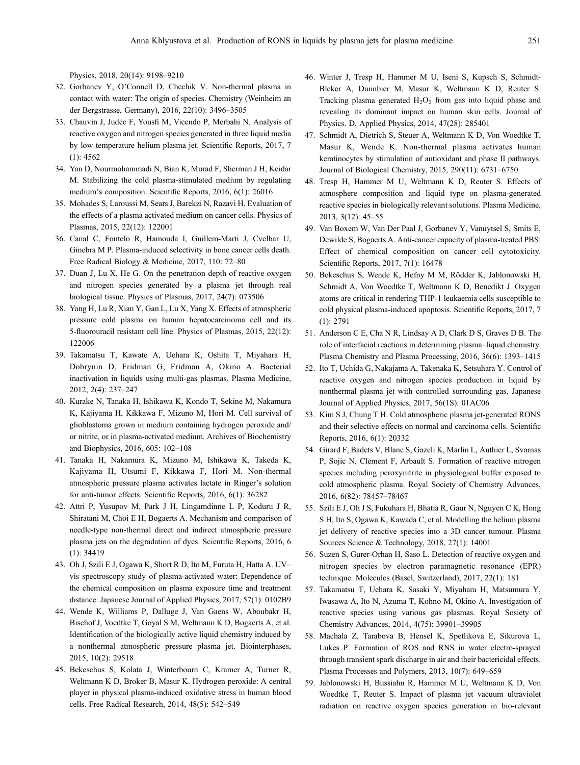Physics, 2018, 20(14): 9198–9210

32. Gorbanev Y, O'Connell D, Chechik V. Non-thermal plasma in contact with water: The origin of species. Chemistry (Weinheim an der Bergstrasse, Germany), 2016, 22(10): 3496–3505
33. Chauvin J, Judée F, Yousfi M, Vicendo P, Merbahi N. Analysis of reactive oxygen and nitrogen species generated in three liquid media by low temperature helium plasma jet. Scientific Reports, 2017, 7 (1): 4562
34. Yan D, Nourmohammadi N, Bian K, Murad F, Sherman J H, Keidar M. Stabilizing the cold plasma-stimulated medium by regulating medium's composition. Scientific Reports, 2016, 6(1): 26016
35. Mohades S, Laroussi M, Sears J, Barekzi N, Razavi H. Evaluation of the effects of a plasma activated medium on cancer cells. Physics of Plasmas, 2015, 22(12): 122001
36. Canal C, Fontelo R, Hamouda I, Guillem-Marti J, Cvelbar U, Ginebra M P. Plasma-induced selectivity in bone cancer cells death. Free Radical Biology & Medicine, 2017, 110: 72–80
37. Duan J, Lu X, He G. On the penetration depth of reactive oxygen and nitrogen species generated by a plasma jet through real biological tissue. Physics of Plasmas, 2017, 24(7): 073506
38. Yang H, Lu R, Xian Y, Gan L, Lu X, Yang X. Effects of atmospheric pressure cold plasma on human hepatocarcinoma cell and its 5-fluorouracil resistant cell line. Physics of Plasmas, 2015, 22(12): 122006
39. Takamatsu T, Kawate A, Uehara K, Oshita T, Miyahara H, Dobrynin D, Fridman G, Fridman A, Okino A. Bacterial inactivation in liquids using multi-gas plasmas. Plasma Medicine, 2012, 2(4): 237–247
40. Kurake N, Tanaka H, Ishikawa K, Kondo T, Sekine M, Nakamura K, Kajiyama H, Kikkawa F, Mizuno M, Hori M. Cell survival of glioblastoma grown in medium containing hydrogen peroxide and/or nitrite, or in plasma-activated medium. Archives of Biochemistry and Biophysics, 2016, 605: 102–108
41. Tanaka H, Nakamura K, Mizuno M, Ishikawa K, Takeda K, Kajiyama H, Utsumi F, Kikkawa F, Hori M. Non-thermal atmospheric pressure plasma activates lactate in Ringer's solution for anti-tumor effects. Scientific Reports, 2016, 6(1): 36282
42. Attri P, Yusupov M, Park J H, Lingamdinne L P, Koduru J R, Shiratani M, Choi E H, Bogaerts A. Mechanism and comparison of needle-type non-thermal direct and indirect atmospheric pressure plasma jets on the degradation of dyes. Scientific Reports, 2016, 6 (1): 34419
43. Oh J, Szili E J, Ogawa K, Short R D, Ito M, Furuta H, Hatta A. UV–vis spectroscopy study of plasma-activated water: Dependence of the chemical composition on plasma exposure time and treatment distance. Japanese Journal of Applied Physics, 2017, 57(1): 0102B9
44. Wende K, Williams P, Dalluge J, Van Gaens W, Aboubakr H, Bischof J, Voedtke T, Goyal S M, Weltmann K D, Bogaerts A, et al. Identification of the biologically active liquid chemistry induced by a nonthermal atmospheric pressure plasma jet. Biointerphases, 2015, 10(2): 29518
45. Bekeschus S, Kolata J, Winterbourn C, Kramer A, Turner R, Weltmann K D, Broker B, Masur K. Hydrogen peroxide: A central player in physical plasma-induced oxidative stress in human blood cells. Free Radical Research, 2014, 48(5): 542–549
46. Winter J, Tresp H, Hammer M U, Iseni S, Kupsch S, Schmidt-Bleker A, Dunnbier M, Masur K, Weltmann K D, Reuter S. Tracking plasma generated $H_2O_2$ from gas into liquid phase and revealing its dominant impact on human skin cells. Journal of Physics. D, Applied Physics, 2014, 47(28): 285401
47. Schmidt A, Dietrich S, Steuer A, Weltmann K D, Von Woedtke T, Masur K, Wende K. Non-thermal plasma activates human keratinocytes by stimulation of antioxidant and phase II pathways. Journal of Biological Chemistry, 2015, 290(11): 6731–6750
48. Tresp H, Hammer M U, Weltmann K D, Reuter S. Effects of atmosphere composition and liquid type on plasma-generated reactive species in biologically relevant solutions. Plasma Medicine, 2013, 3(12): 45–55
49. Van Boxem W, Van Der Paal J, Gorbanev Y, Vanuytsel S, Smits E, Dewilde S, Bogaerts A. Anti-cancer capacity of plasma-treated PBS: Effect of chemical composition on cancer cell cytotoxicity. Scientific Reports, 2017, 7(1): 16478
50. Bekeschus S, Wende K, Hefny M M, Rödder K, Jablonowski H, Schmidt A, Von Woedtke T, Weltmann K D, Benedikt J. Oxygen atoms are critical in rendering THP-1 leukaemia cells susceptible to cold physical plasma-induced apoptosis. Scientific Reports, 2017, 7 (1): 2791
51. Anderson C E, Cha N R, Lindsay A D, Clark D S, Graves D B. The role of interfacial reactions in determining plasma–liquid chemistry. Plasma Chemistry and Plasma Processing, 2016, 36(6): 1393–1415
52. Ito T, Uchida G, Nakajama A, Takenaka K, Setsuhara Y. Control of reactive oxygen and nitrogen species production in liquid by nonthermal plasma jet with controlled surrounding gas. Japanese Journal of Applied Physics, 2017, 56(1S): 01AC06
53. Kim S J, Chung T H. Cold atmospheric plasma jet-generated RONS and their selective effects on normal and carcinoma cells. Scientific Reports, 2016, 6(1): 20332
54. Girard F, Badets V, Blanc S, Gazeli K, Marlin L, Authier L, Svarnas P, Sojic N, Clement F, Arbault S. Formation of reactive nitrogen species including peroxynitrite in physiological buffer exposed to cold atmospheric plasma. Royal Society of Chemistry Advances, 2016, 6(82): 78457–78467
55. Szili E J, Oh J S, Fukuhara H, Bhatia R, Gaur N, Nguyen C K, Hong S H, Ito S, Ogawa K, Kawada C, et al. Modelling the helium plasma jet delivery of reactive species into a 3D cancer tumour. Plasma Sources Science & Technology, 2018, 27(1): 14001
56. Suzen S, Gurer-Orhan H, Saso L. Detection of reactive oxygen and nitrogen species by electron paramagnetic resonance (EPR) technique. Molecules (Basel, Switzerland), 2017, 22(1): 181
57. Takamatsu T, Uehara K, Sasaki Y, Miyahara H, Matsumura Y, Iwasawa A, Ito N, Azuma T, Kohno M, Okino A. Investigation of reactive species using various gas plasmas. Royal Sosiety of Chemistry Advances, 2014, 4(75): 39901–39905
58. Machala Z, Tarabova B, Hensel K, Spetlikova E, Sikurova L, Lukes P. Formation of ROS and RNS in water electro-sprayed through transient spark discharge in air and their bactericidal effects. Plasma Processes and Polymers, 2013, 10(7): 649–659
59. Jablonowski H, Bussiahn R, Hammer M U, Weltmann K D, Von Woedtke T, Reuter S. Impact of plasma jet vacuum ultraviolet radiation on reactive oxygen species generation in bio-relevant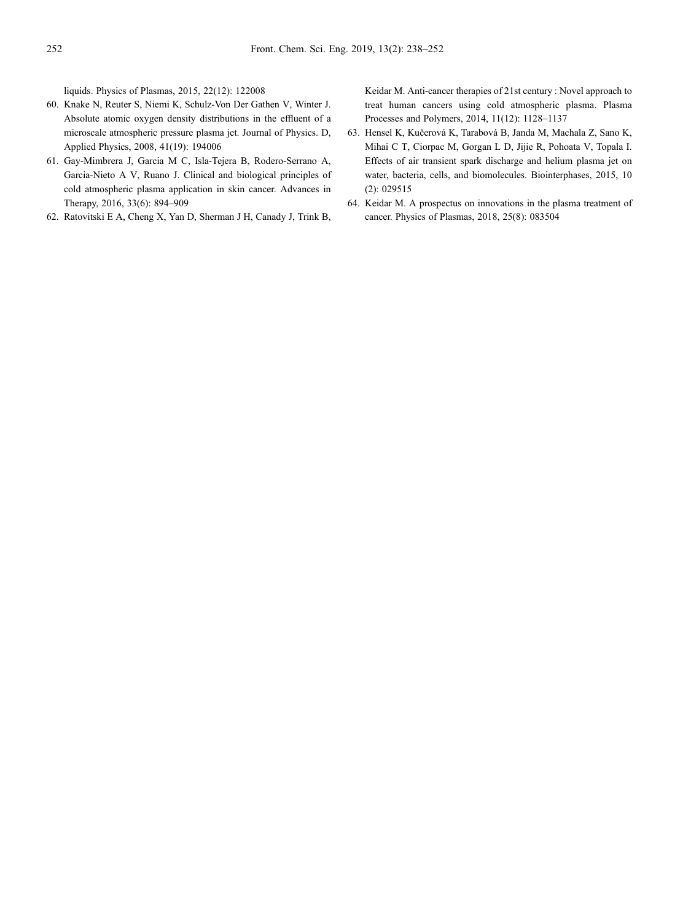liquids. Physics of Plasmas, 2015, 22(12): 122008

60. Knake N, Reuter S, Niemi K, Schulz-Von Der Gathen V, Winter J. Absolute atomic oxygen density distributions in the effluent of a microscale atmospheric pressure plasma jet. Journal of Physics. D, Applied Physics, 2008, 41(19): 194006
61. Gay-Mimbrera J, Garcia M C, Isla-Tejera B, Rodero-Serrano A, Garcia-Nieto A V, Ruano J. Clinical and biological principles of cold atmospheric plasma application in skin cancer. Advances in Therapy, 2016, 33(6): 894–909
62. Ratovitski E A, Cheng X, Yan D, Sherman J H, Canady J, Trink B, Keidar M. Anti-cancer therapies of 21st century : Novel approach to treat human cancers using cold atmospheric plasma. Plasma Processes and Polymers, 2014, 11(12): 1128–1137
63. Hensel K, Kučerová K, Tarabová B, Janda M, Machala Z, Sano K, Mihai C T, Ciorpac M, Gorgan L D, Jijie R, Pohoata V, Topala I. Effects of air transient spark discharge and helium plasma jet on water, bacteria, cells, and biomolecules. Biointerphases, 2015, 10 (2): 029515
64. Keidar M. A prospectus on innovations in the plasma treatment of cancer. Physics of Plasmas, 2018, 25(8): 083504